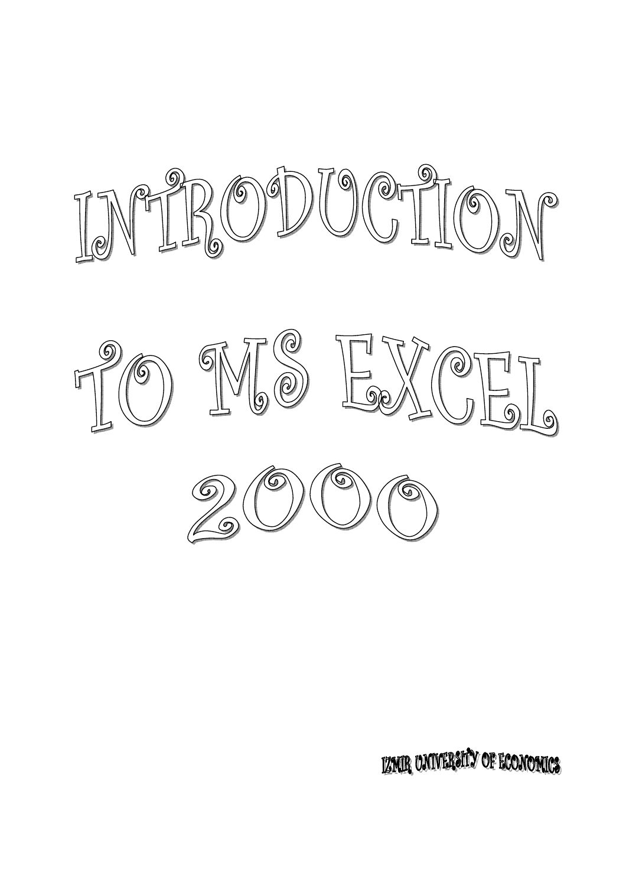# INTRODUCTION TO MS EXCEL 2000

IZMIR UNIVERSITY OF ECONOMICS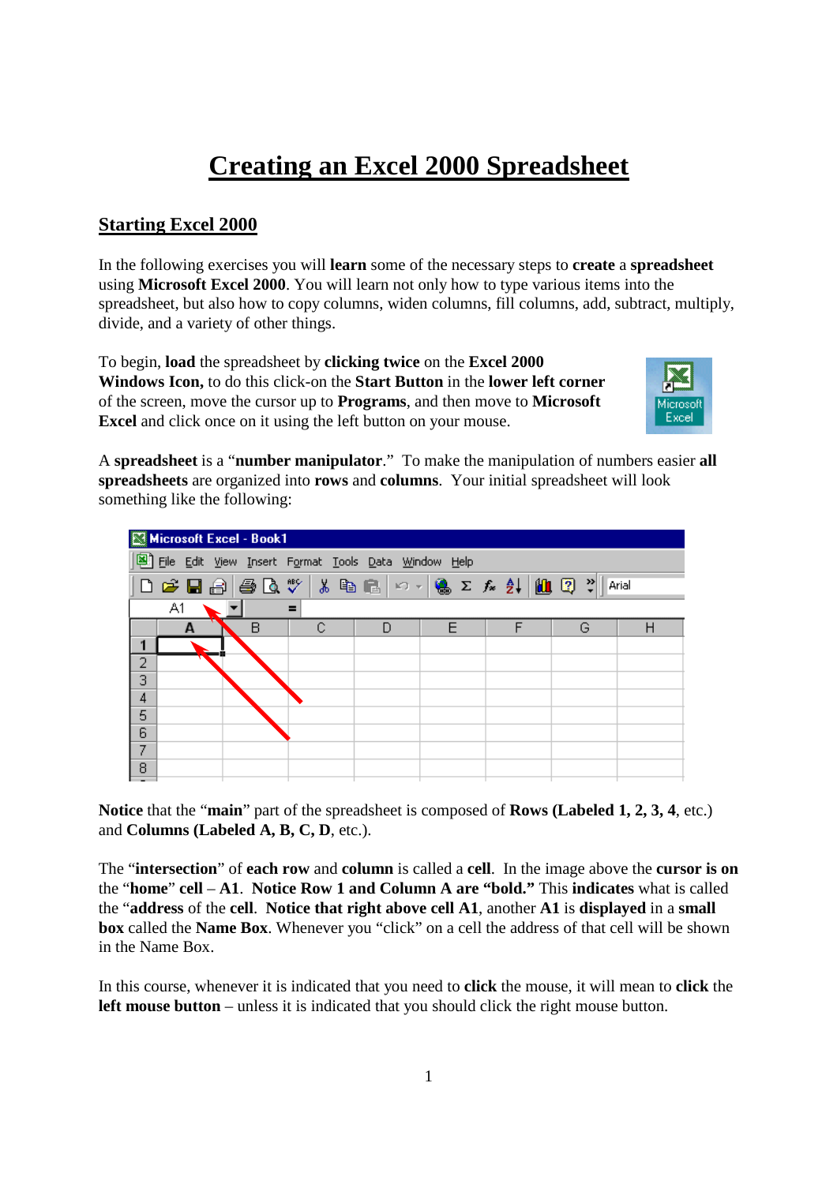# Creating an Excel 2000 Spreadsheet

## Starting Excel 2000

In the following exercises you will **learn** some of the necessary steps to **create** a **spreadsheet** using **Microsoft Excel 2000**. You will learn not only how to type various items into the spreadsheet, but also how to copy columns, widen columns, fill columns, add, subtract, multiply, divide, and a variety of other things.

To begin, **load** the spreadsheet by **clicking twice** on the **Excel 2000 Windows Icon,** to do this click-on the **Start Button** in the **lower left corner** of the screen, move the cursor up to **Programs**, and then move to **Microsoft Excel** and click once on it using the left button on your mouse.

A **spreadsheet** is a "**number manipulator**." To make the manipulation of numbers easier **all spreadsheets** are organized into **rows** and **columns**. Your initial spreadsheet will look something like the following:

**Notice** that the "**main**" part of the spreadsheet is composed of **Rows (Labeled 1, 2, 3, 4**, etc.) and **Columns (Labeled A, B, C, D**, etc.).

The "**intersection**" of **each row** and **column** is called a **cell**. In the image above the **cursor is on** the "**home**" **cell** – **A1**. **Notice Row 1 and Column A are "bold."** This **indicates** what is called the "**address** of the **cell**. **Notice that right above cell A1**, another **A1** is **displayed** in a **small box** called the **Name Box**. Whenever you "click" on a cell the address of that cell will be shown in the Name Box.

In this course, whenever it is indicated that you need to **click** the mouse, it will mean to **click** the **left mouse button** – unless it is indicated that you should click the right mouse button.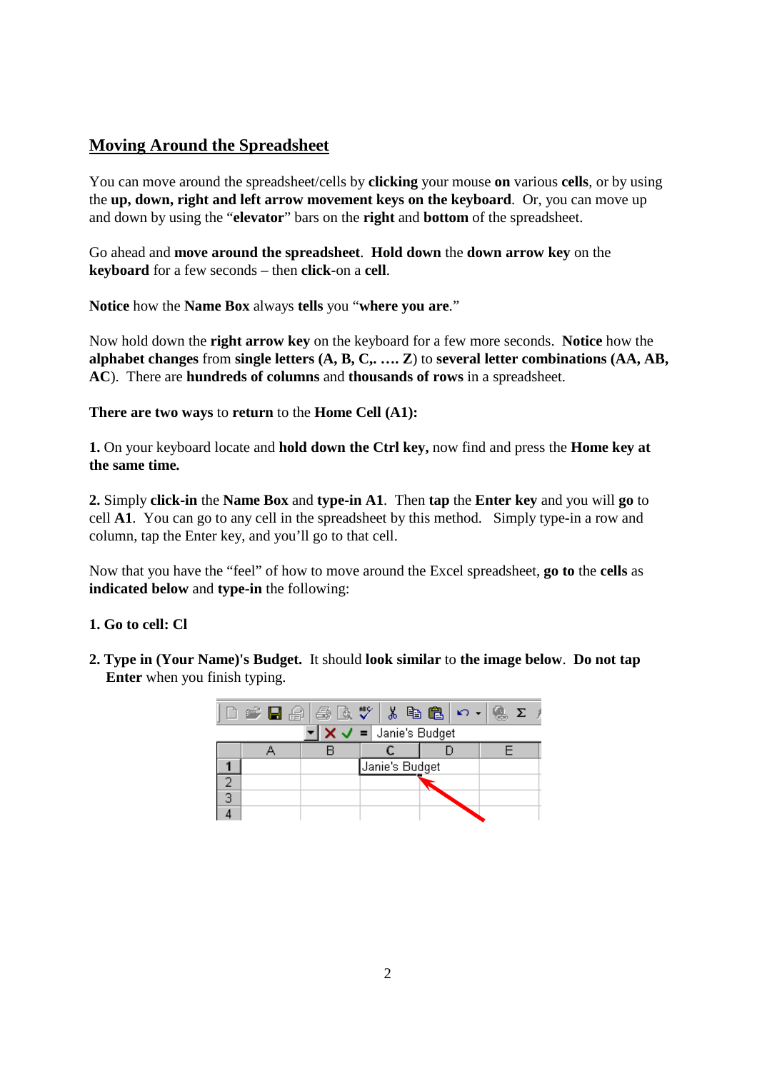## Moving Around the Spreadsheet

You can move around the spreadsheet/cells by **clicking** your mouse **on** various **cells**, or by using the **up, down, right and left arrow movement keys on the keyboard**. Or, you can move up and down by using the "**elevator**" bars on the **right** and **bottom** of the spreadsheet.

Go ahead and **move around the spreadsheet**. **Hold down** the **down arrow key** on the **keyboard** for a few seconds – then **click**-on a **cell**.

**Notice** how the **Name Box** always **tells** you "**where you are**."

Now hold down the **right arrow key** on the keyboard for a few more seconds. **Notice** how the **alphabet changes** from **single letters (A, B, C,. …. Z**) to **several letter combinations (AA, AB, AC**). There are **hundreds of columns** and **thousands of rows** in a spreadsheet.

**There are two ways** to **return** to the **Home Cell (A1):**

**1.** On your keyboard locate and **hold down the Ctrl key,** now find and press the **Home key at the same time.**

**2.** Simply **click-in** the **Name Box** and **type-in A1**. Then **tap** the **Enter key** and you will **go** to cell **A1**. You can go to any cell in the spreadsheet by this method. Simply type-in a row and column, tap the Enter key, and you'll go to that cell.

Now that you have the "feel" of how to move around the Excel spreadsheet, **go to** the **cells** as **indicated below** and **type-in** the following:

**1. Go to cell: Cl**

**2. Type in (Your Name)'s Budget.** It should **look similar** to **the image below**. **Do not tap Enter** when you finish typing.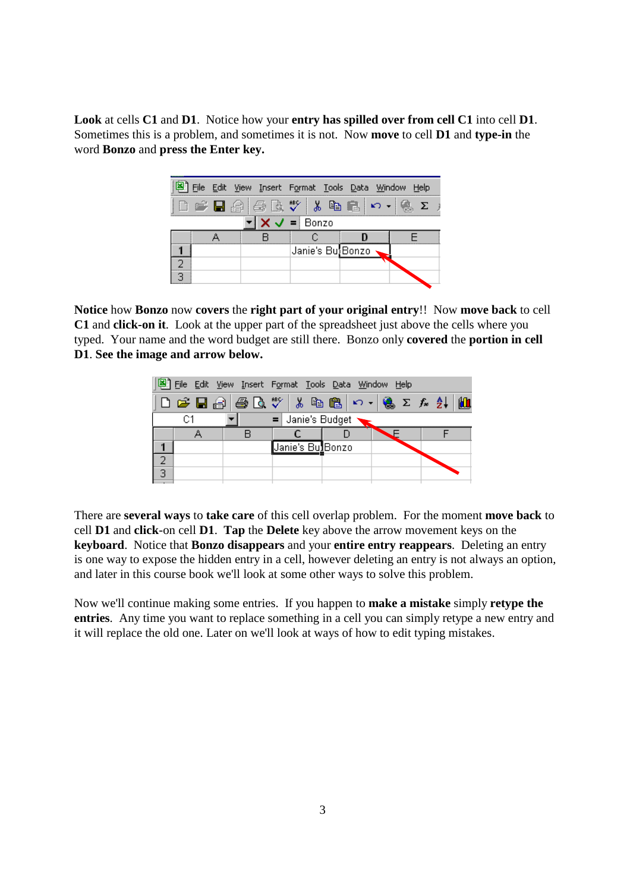**Look** at cells **C1** and **D1**. Notice how your **entry has spilled over from cell C1** into cell **D1**. Sometimes this is a problem, and sometimes it is not. Now **move** to cell **D1** and **type-in** the word **Bonzo** and **press the Enter key.**

**Notice** how **Bonzo** now **covers** the **right part of your original entry**!! Now **move back** to cell **C1** and **click-on it**. Look at the upper part of the spreadsheet just above the cells where you typed. Your name and the word budget are still there. Bonzo only **covered** the **portion in cell D1**. **See the image and arrow below.**

There are **several ways** to **take care** of this cell overlap problem. For the moment **move back** to cell **D1** and **click**-on cell **D1**. **Tap** the **Delete** key above the arrow movement keys on the **keyboard**. Notice that **Bonzo disappears** and your **entire entry reappears**. Deleting an entry is one way to expose the hidden entry in a cell, however deleting an entry is not always an option, and later in this course book we'll look at some other ways to solve this problem.

Now we'll continue making some entries. If you happen to **make a mistake** simply **retype the entries**. Any time you want to replace something in a cell you can simply retype a new entry and it will replace the old one. Later on we'll look at ways of how to edit typing mistakes.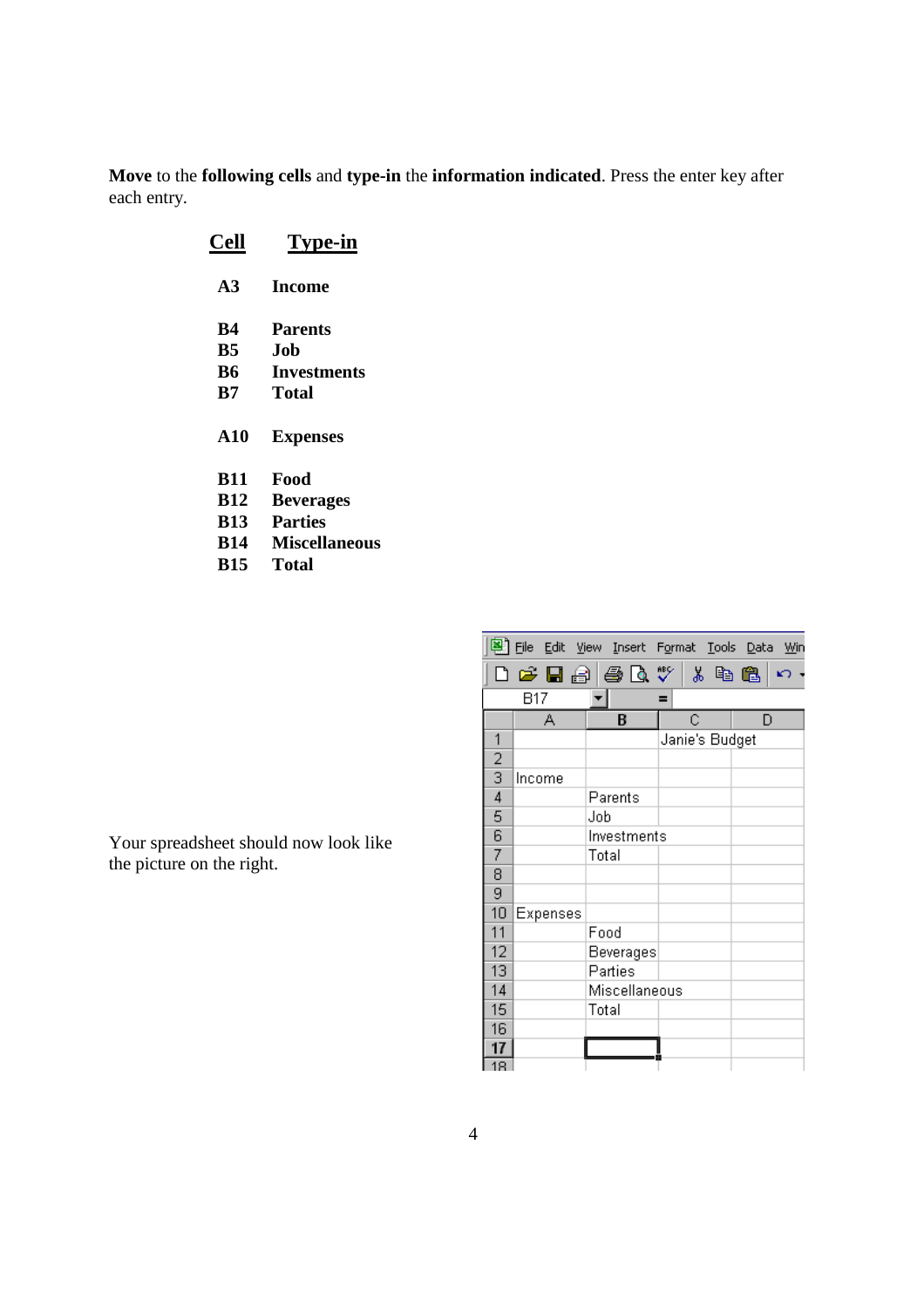**Move** to the **following cells** and **type-in** the **information indicated**. Press the enter key after each entry.

| Cell | Type-in |
|---|---|
| **A3** | **Income** |
| **B4** | **Parents** |
| **B5** | **Job** |
| **B6** | **Investments** |
| **B7** | **Total** |
| **A10** | **Expenses** |
| **B11** | **Food** |
| **B12** | **Beverages** |
| **B13** | **Parties** |
| **B14** | **Miscellaneous** |
| **B15** | **Total** |

Your spreadsheet should now look like the picture on the right.

| | A | B | C | D |
|---|---|---|---|---|
| 1 | | | Janie's Budget | |
| 2 | | | | |
| 3 | Income | | | |
| 4 | | Parents | | |
| 5 | | Job | | |
| 6 | | Investments | | |
| 7 | | Total | | |
| 8 | | | | |
| 9 | | | | |
| 10 | Expenses | | | |
| 11 | | Food | | |
| 12 | | Beverages | | |
| 13 | | Parties | | |
| 14 | | Miscellaneous | | |
| 15 | | Total | | |
| 16 | | | | |
| 17 | | | | |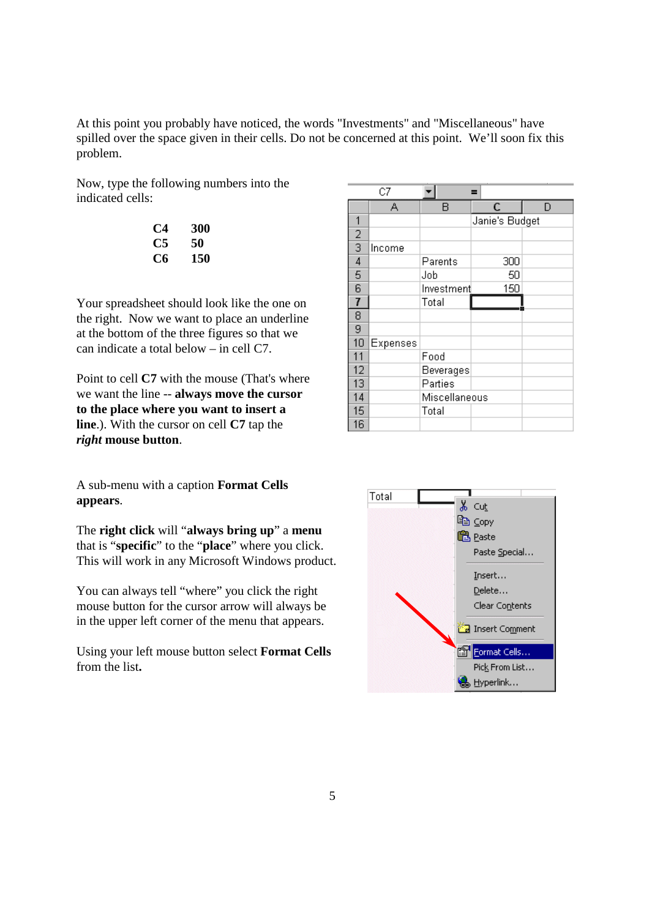At this point you probably have noticed, the words "Investments" and "Miscellaneous" have spilled over the space given in their cells. Do not be concerned at this point. We'll soon fix this problem.

Now, type the following numbers into the indicated cells:

| | |
|---|---|
| **C4** | **300** |
| **C5** | **50** |
| **C6** | **150** |

Your spreadsheet should look like the one on the right. Now we want to place an underline at the bottom of the three figures so that we can indicate a total below – in cell C7.

| | A | B | C | D |
|---|---|---|---|---|
| 1 | | | Janie's Budget | |
| 2 | | | | |
| 3 | Income | | | |
| 4 | | Parents | 300 | |
| 5 | | Job | 50 | |
| 6 | | Investment | 150 | |
| 7 | | Total | | |
| 8 | | | | |
| 9 | | | | |
| 10 | Expenses | | | |
| 11 | | Food | | |
| 12 | | Beverages | | |
| 13 | | Parties | | |
| 14 | | Miscellaneous | | |
| 15 | | Total | | |
| 16 | | | | |

Point to cell **C7** with the mouse (That's where we want the line -- **always move the cursor to the place where you want to insert a line**.). With the cursor on cell **C7** tap the ***right* mouse button**.

A sub-menu with a caption **Format Cells appears**.

The **right click** will "**always bring up**" a **menu** that is "**specific**" to the "**place**" where you click. This will work in any Microsoft Windows product.

You can always tell "where" you click the right mouse button for the cursor arrow will always be in the upper left corner of the menu that appears.

Using your left mouse button select **Format Cells** from the list**.**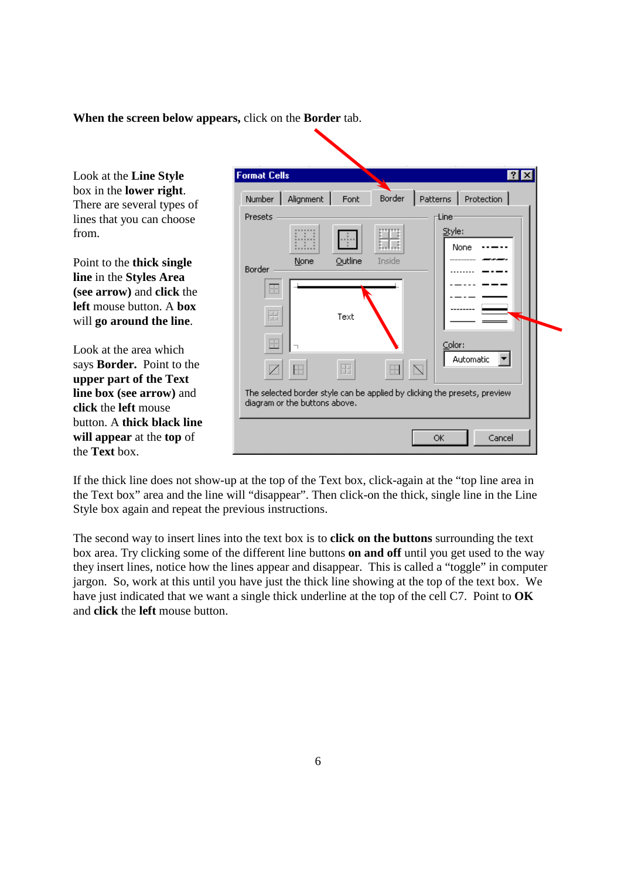**When the screen below appears,** click on the **Border** tab.

Look at the **Line Style** box in the **lower right**. There are several types of lines that you can choose from.

Point to the **thick single line** in the **Styles Area (see arrow)** and **click** the **left** mouse button. A **box** will **go around the line**.

Look at the area which says **Border.** Point to the **upper part of the Text line box (see arrow)** and **click** the **left** mouse button. A **thick black line will appear** at the **top** of the **Text** box.

If the thick line does not show-up at the top of the Text box, click-again at the "top line area in the Text box" area and the line will "disappear". Then click-on the thick, single line in the Line Style box again and repeat the previous instructions.

The second way to insert lines into the text box is to **click on the buttons** surrounding the text box area. Try clicking some of the different line buttons **on and off** until you get used to the way they insert lines, notice how the lines appear and disappear. This is called a "toggle" in computer jargon. So, work at this until you have just the thick line showing at the top of the text box. We have just indicated that we want a single thick underline at the top of the cell C7. Point to **OK** and **click** the **left** mouse button.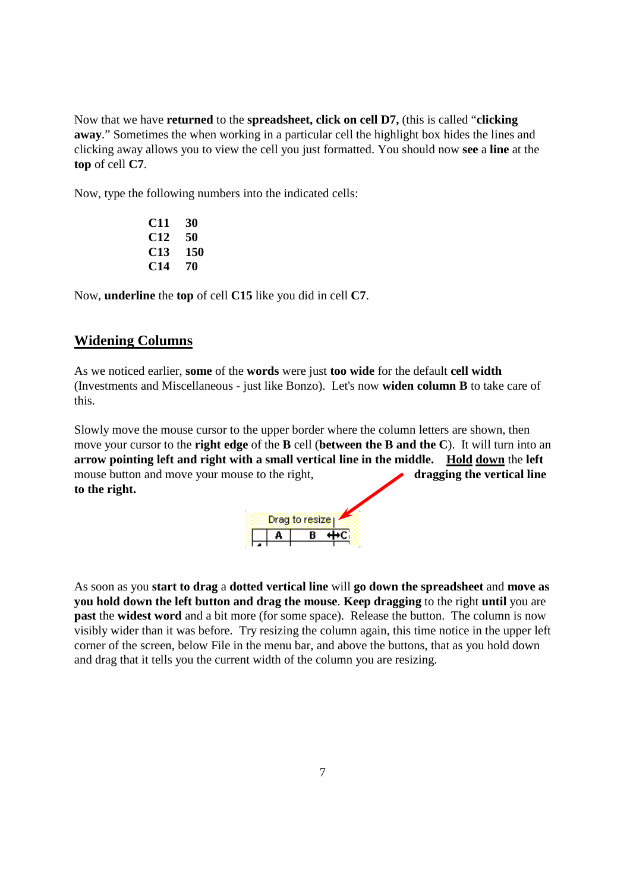Now that we have **returned** to the **spreadsheet, click on cell D7,** (this is called "**clicking away**." Sometimes the when working in a particular cell the highlight box hides the lines and clicking away allows you to view the cell you just formatted. You should now **see** a **line** at the **top** of cell **C7**.

Now, type the following numbers into the indicated cells:

| | |
|---|---|
| **C11** | **30** |
| **C12** | **50** |
| **C13** | **150** |
| **C14** | **70** |

Now, **underline** the **top** of cell **C15** like you did in cell **C7**.

## Widening Columns

As we noticed earlier, **some** of the **words** were just **too wide** for the default **cell width** (Investments and Miscellaneous - just like Bonzo). Let's now **widen column B** to take care of this.

Slowly move the mouse cursor to the upper border where the column letters are shown, then move your cursor to the **right edge** of the **B** cell (**between the B and the C**). It will turn into an **arrow pointing left and right with a small vertical line in the middle.** **Hold down** the **left** mouse button and move your mouse to the right, **dragging the vertical line to the right.**

As soon as you **start to drag** a **dotted vertical line** will **go down the spreadsheet** and **move as you hold down the left button and drag the mouse**. **Keep dragging** to the right **until** you are **past** the **widest word** and a bit more (for some space). Release the button. The column is now visibly wider than it was before. Try resizing the column again, this time notice in the upper left corner of the screen, below File in the menu bar, and above the buttons, that as you hold down and drag that it tells you the current width of the column you are resizing.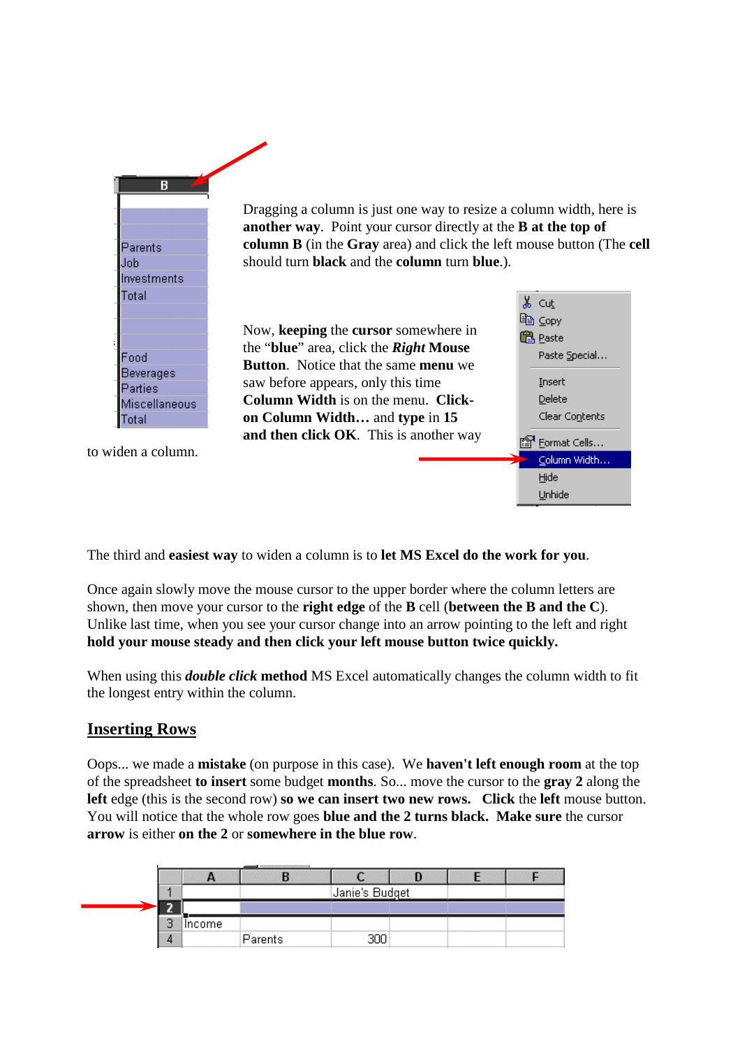Dragging a column is just one way to resize a column width, here is **another way**. Point your cursor directly at the **B at the top of column B** (in the **Gray** area) and click the left mouse button (The **cell** should turn **black** and the **column** turn **blue**.).

Now, **keeping** the **cursor** somewhere in the "**blue**" area, click the ***Right* Mouse Button**. Notice that the same **menu** we saw before appears, only this time **Column Width** is on the menu. **Click-on Column Width…** and **type** in **15 and then click OK**. This is another way to widen a column.

The third and **easiest way** to widen a column is to **let MS Excel do the work for you**.

Once again slowly move the mouse cursor to the upper border where the column letters are shown, then move your cursor to the **right edge** of the **B** cell (**between the B and the C**). Unlike last time, when you see your cursor change into an arrow pointing to the left and right **hold your mouse steady and then click your left mouse button twice quickly.**

When using this ***double click* method** MS Excel automatically changes the column width to fit the longest entry within the column.

## Inserting Rows

Oops... we made a **mistake** (on purpose in this case). We **haven't left enough room** at the top of the spreadsheet **to insert** some budget **months**. So... move the cursor to the **gray 2** along the **left** edge (this is the second row) **so we can insert two new rows. Click** the **left** mouse button. You will notice that the whole row goes **blue and the 2 turns black. Make sure** the cursor **arrow** is either **on the 2** or **somewhere in the blue row**.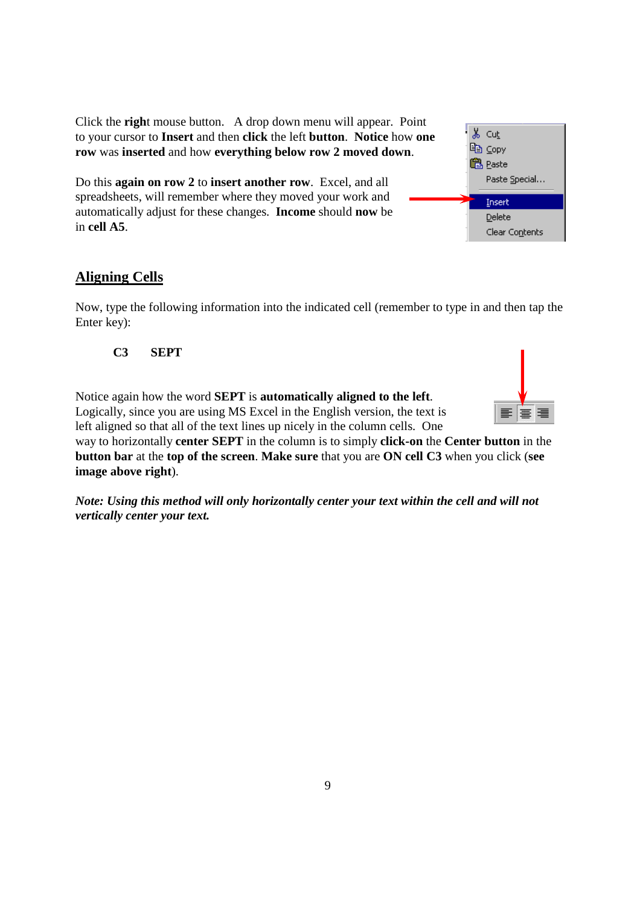Click the **righ**t mouse button. A drop down menu will appear. Point to your cursor to **Insert** and then **click** the left **button**. **Notice** how **one row** was **inserted** and how **everything below row 2 moved down**.

Do this **again on row 2** to **insert another row**. Excel, and all spreadsheets, will remember where they moved your work and automatically adjust for these changes. **Income** should **now** be in **cell A5**.

## Aligning Cells

Now, type the following information into the indicated cell (remember to type in and then tap the Enter key):

**C3 SEPT**

Notice again how the word **SEPT** is **automatically aligned to the left**. Logically, since you are using MS Excel in the English version, the text is left aligned so that all of the text lines up nicely in the column cells. One way to horizontally **center SEPT** in the column is to simply **click-on** the **Center button** in the **button bar** at the **top of the screen**. **Make sure** that you are **ON cell C3** when you click (**see image above right**).

***Note: Using this method will only horizontally center your text within the cell and will not vertically center your text.***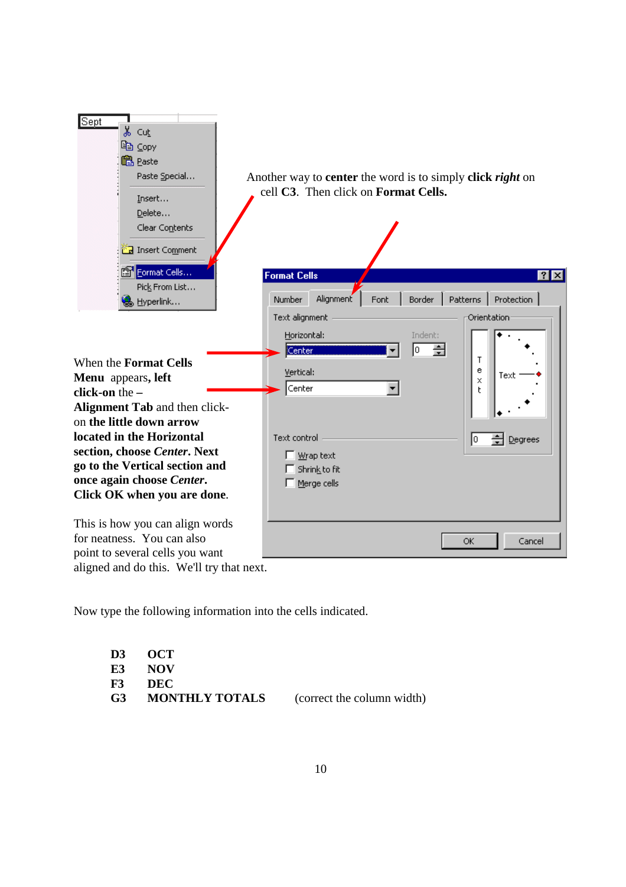Another way to **center** the word is to simply **click *right*** on cell **C3**. Then click on **Format Cells.**

When the **Format Cells Menu** appears**, left click-on** the – **Alignment Tab** and then click-on **the little down arrow located in the Horizontal section, choose *Center*. Next go to the Vertical section and once again choose *Center*. Click OK when you are done**.

This is how you can align words for neatness. You can also point to several cells you want aligned and do this. We'll try that next.

Now type the following information into the cells indicated.

| | | |
|---|---|---|
| **D3** | **OCT** | |
| **E3** | **NOV** | |
| **F3** | **DEC** | |
| **G3** | **MONTHLY TOTALS** | (correct the column width) |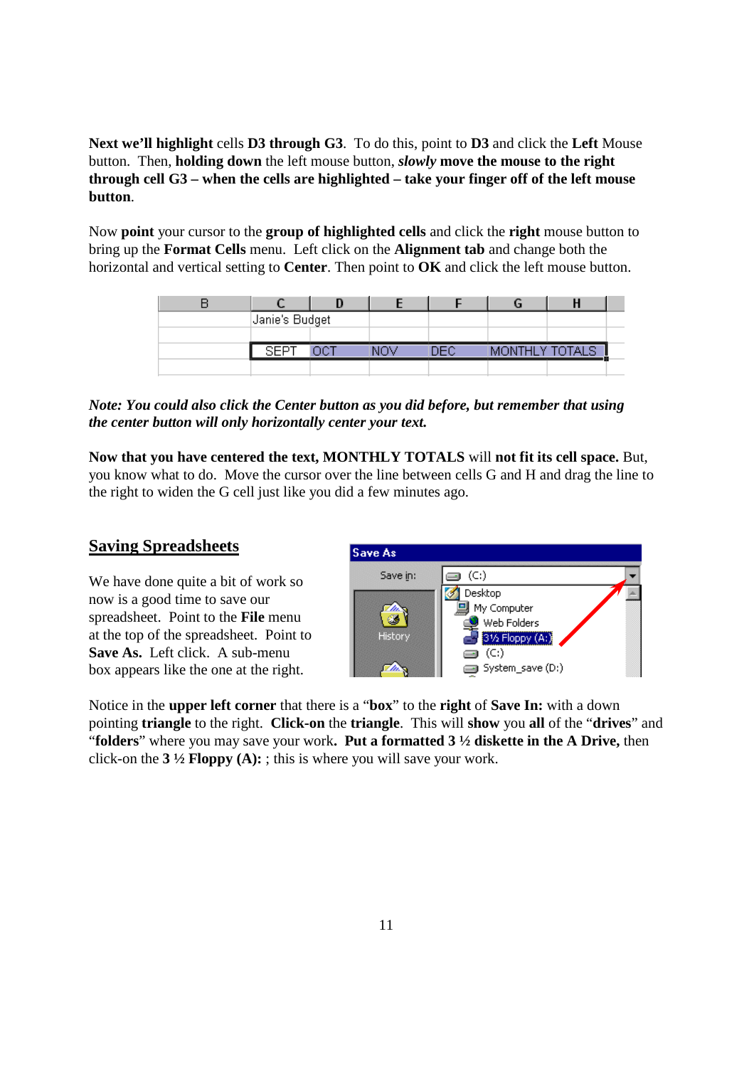**Next we'll highlight** cells **D3 through G3**. To do this, point to **D3** and click the **Left** Mouse button. Then, **holding down** the left mouse button, ***slowly* move the mouse to the right through cell G3 – when the cells are highlighted – take your finger off of the left mouse button**.

Now **point** your cursor to the **group of highlighted cells** and click the **right** mouse button to bring up the **Format Cells** menu. Left click on the **Alignment tab** and change both the horizontal and vertical setting to **Center**. Then point to **OK** and click the left mouse button.

| B | C | D | E | F | G | H |
|---|---|---|---|---|---|---|
| | Janie's Budget | | | | | |
| | | | | | | |
| | SEPT | OCT | NOV | DEC | MONTHLY TOTALS | |
| | | | | | | |

***Note: You could also click the Center button as you did before, but remember that using the center button will only horizontally center your text.***

**Now that you have centered the text, MONTHLY TOTALS** will **not fit its cell space.** But, you know what to do. Move the cursor over the line between cells G and H and drag the line to the right to widen the G cell just like you did a few minutes ago.

## Saving Spreadsheets

We have done quite a bit of work so now is a good time to save our spreadsheet. Point to the **File** menu at the top of the spreadsheet. Point to **Save As.** Left click. A sub-menu box appears like the one at the right.

Notice in the **upper left corner** that there is a "**box**" to the **right** of **Save In:** with a down pointing **triangle** to the right. **Click-on** the **triangle**. This will **show** you **all** of the "**drives**" and "**folders**" where you may save your work**. Put a formatted 3 ½ diskette in the A Drive,** then click-on the **3 ½ Floppy (A):** ; this is where you will save your work.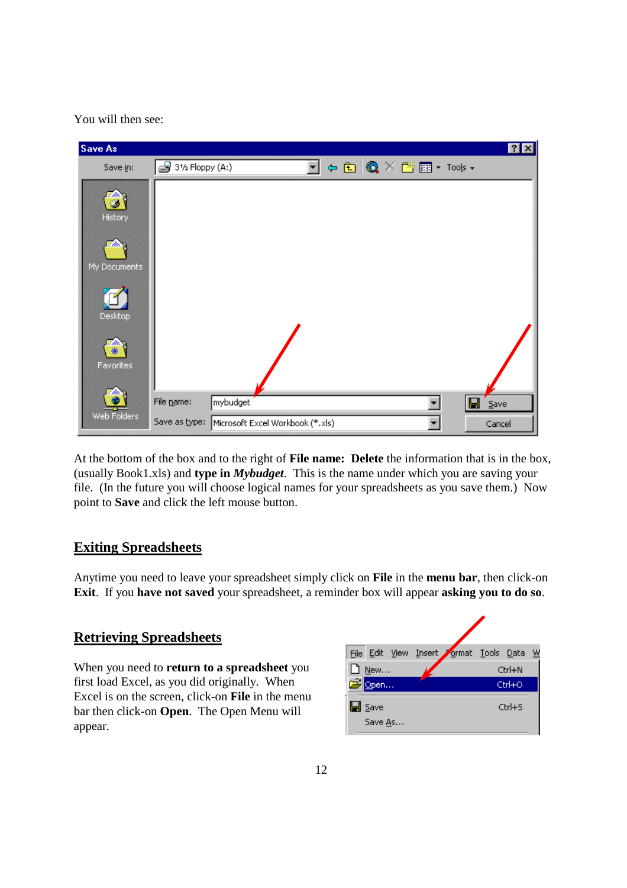You will then see:

At the bottom of the box and to the right of **File name: Delete** the information that is in the box, (usually Book1.xls) and **type in** ***Mybudget***. This is the name under which you are saving your file. (In the future you will choose logical names for your spreadsheets as you save them.) Now point to **Save** and click the left mouse button.

## Exiting Spreadsheets

Anytime you need to leave your spreadsheet simply click on **File** in the **menu bar**, then click-on **Exit**. If you **have not saved** your spreadsheet, a reminder box will appear **asking you to do so**.

## Retrieving Spreadsheets

When you need to **return to a spreadsheet** you first load Excel, as you did originally. When Excel is on the screen, click-on **File** in the menu bar then click-on **Open**. The Open Menu will appear.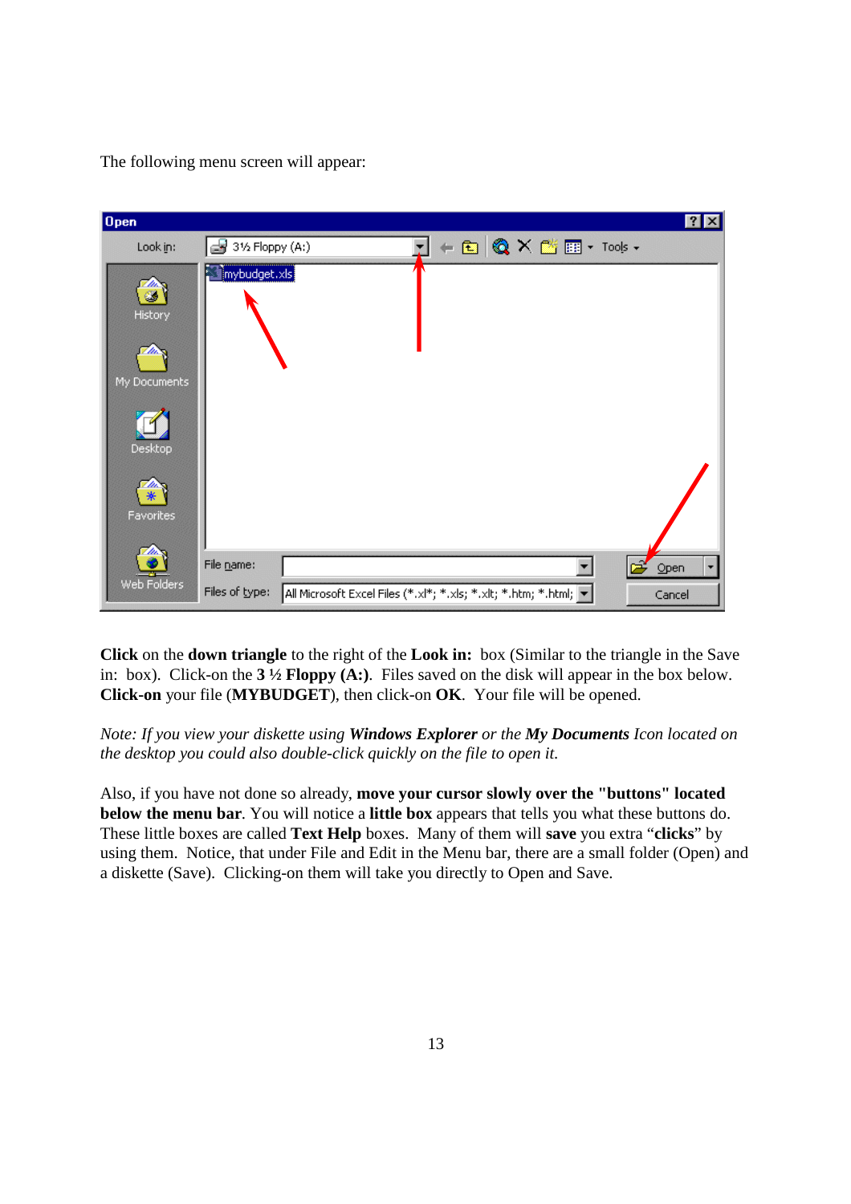The following menu screen will appear:

**Click** on the **down triangle** to the right of the **Look in:** box (Similar to the triangle in the Save in: box). Click-on the **3 ½ Floppy (A:)**. Files saved on the disk will appear in the box below. **Click-on** your file (**MYBUDGET**), then click-on **OK**. Your file will be opened.

*Note: If you view your diskette using **Windows Explorer** or the **My Documents** Icon located on the desktop you could also double-click quickly on the file to open it.*

Also, if you have not done so already, **move your cursor slowly over the "buttons" located below the menu bar**. You will notice a **little box** appears that tells you what these buttons do. These little boxes are called **Text Help** boxes. Many of them will **save** you extra "**clicks**" by using them. Notice, that under File and Edit in the Menu bar, there are a small folder (Open) and a diskette (Save). Clicking-on them will take you directly to Open and Save.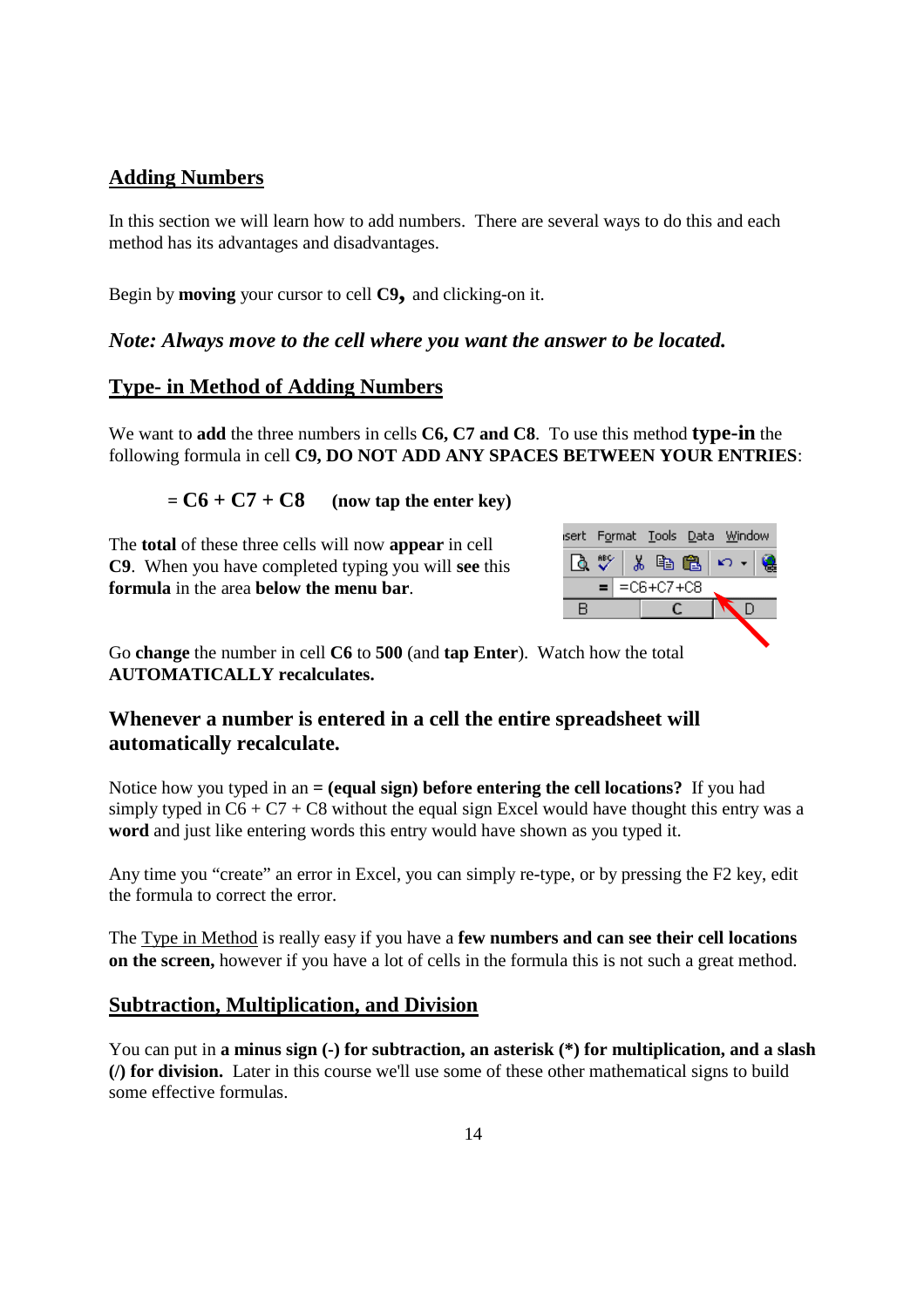## Adding Numbers

In this section we will learn how to add numbers. There are several ways to do this and each method has its advantages and disadvantages.

Begin by **moving** your cursor to cell **C9,** and clicking-on it.

***Note: Always move to the cell where you want the answer to be located.***

## Type- in Method of Adding Numbers

We want to **add** the three numbers in cells **C6, C7 and C8**. To use this method **type-in** the following formula in cell **C9, DO NOT ADD ANY SPACES BETWEEN YOUR ENTRIES**:

**= C6 + C7 + C8** **(now tap the enter key)**

The **total** of these three cells will now **appear** in cell **C9**. When you have completed typing you will **see** this **formula** in the area **below the menu bar**.

Go **change** the number in cell **C6** to **500** (and **tap Enter**). Watch how the total **AUTOMATICALLY recalculates.**

### Whenever a number is entered in a cell the entire spreadsheet will automatically recalculate.

Notice how you typed in an **= (equal sign) before entering the cell locations?** If you had simply typed in C6 + C7 + C8 without the equal sign Excel would have thought this entry was a **word** and just like entering words this entry would have shown as you typed it.

Any time you "create" an error in Excel, you can simply re-type, or by pressing the F2 key, edit the formula to correct the error.

The Type in Method is really easy if you have a **few numbers and can see their cell locations on the screen,** however if you have a lot of cells in the formula this is not such a great method.

## Subtraction, Multiplication, and Division

You can put in **a minus sign (-) for subtraction, an asterisk (*) for multiplication, and a slash (/) for division.** Later in this course we'll use some of these other mathematical signs to build some effective formulas.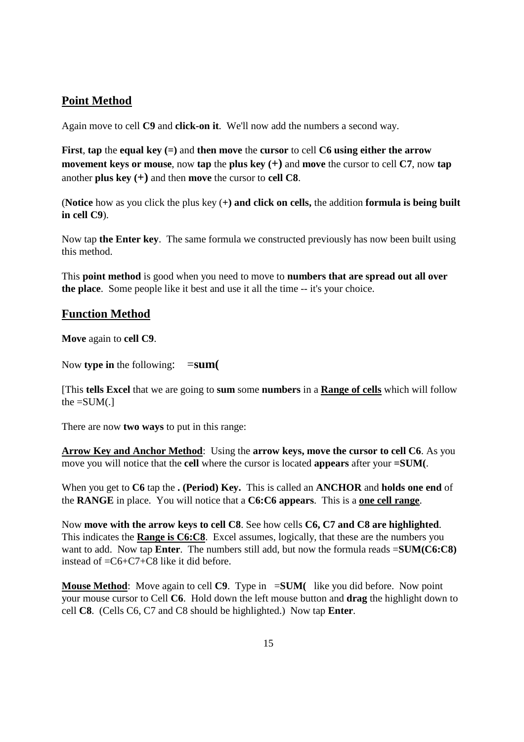## Point Method

Again move to cell **C9** and **click-on it**. We'll now add the numbers a second way.

**First**, **tap** the **equal key (=)** and **then move** the **cursor** to cell **C6 using either the arrow movement keys or mouse**, now **tap** the **plus key (+)** and **move** the cursor to cell **C7**, now **tap** another **plus key (+)** and then **move** the cursor to **cell C8**.

(**Notice** how as you click the plus key (**+) and click on cells,** the addition **formula is being built in cell C9**).

Now tap **the Enter key**. The same formula we constructed previously has now been built using this method.

This **point method** is good when you need to move to **numbers that are spread out all over the place**. Some people like it best and use it all the time -- it's your choice.

## Function Method

**Move** again to **cell C9**.

Now **type in** the following: =**sum(**

[This **tells Excel** that we are going to **sum** some **numbers** in a **Range of cells** which will follow the =SUM(.]

There are now **two ways** to put in this range:

**Arrow Key and Anchor Method**: Using the **arrow keys, move the cursor to cell C6**. As you move you will notice that the **cell** where the cursor is located **appears** after your **=SUM(**.

When you get to **C6** tap the **. (Period) Key.** This is called an **ANCHOR** and **holds one end** of the **RANGE** in place. You will notice that a **C6:C6 appears**. This is a **one cell range**.

Now **move with the arrow keys to cell C8**. See how cells **C6, C7 and C8 are highlighted**. This indicates the **Range is C6:C8**. Excel assumes, logically, that these are the numbers you want to add. Now tap **Enter**. The numbers still add, but now the formula reads =**SUM(C6:C8)** instead of =C6+C7+C8 like it did before.

**Mouse Method**: Move again to cell **C9**. Type in =**SUM(** like you did before. Now point your mouse cursor to Cell **C6**. Hold down the left mouse button and **drag** the highlight down to cell **C8**. (Cells C6, C7 and C8 should be highlighted.) Now tap **Enter**.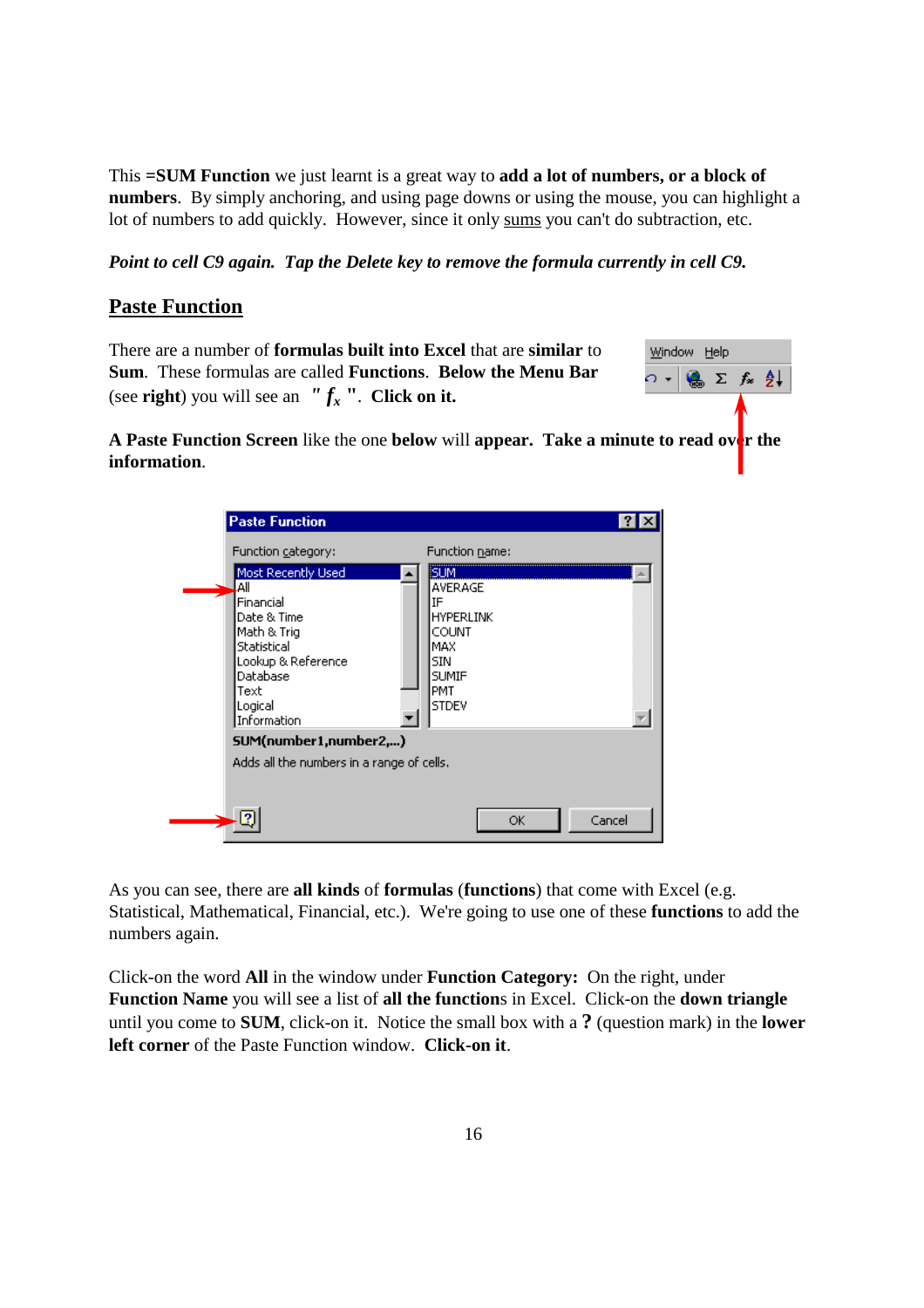This **=SUM Function** we just learnt is a great way to **add a lot of numbers, or a block of numbers**. By simply anchoring, and using page downs or using the mouse, you can highlight a lot of numbers to add quickly. However, since it only sums you can't do subtraction, etc.

***Point to cell C9 again. Tap the Delete key to remove the formula currently in cell C9.***

## Paste Function

There are a number of **formulas built into Excel** that are **similar** to **Sum**. These formulas are called **Functions**. **Below the Menu Bar** (see **right**) you will see an " $f_x$ ". **Click on it.**

**A Paste Function Screen** like the one **below** will **appear. Take a minute to read over the information**.

As you can see, there are **all kinds** of **formulas** (**functions**) that come with Excel (e.g. Statistical, Mathematical, Financial, etc.). We're going to use one of these **functions** to add the numbers again.

Click-on the word **All** in the window under **Function Category:** On the right, under **Function Name** you will see a list of **all the function**s in Excel. Click-on the **down triangle** until you come to **SUM**, click-on it. Notice the small box with a **?** (question mark) in the **lower left corner** of the Paste Function window. **Click-on it**.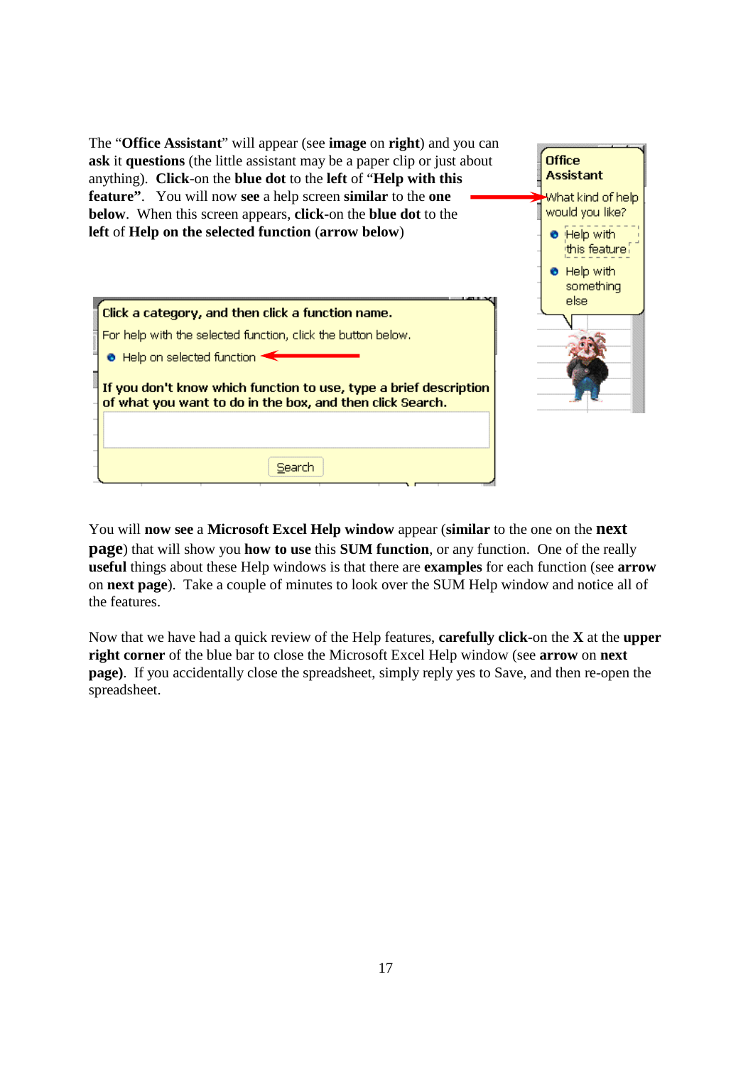The "**Office Assistant**" will appear (see **image** on **right**) and you can **ask** it **questions** (the little assistant may be a paper clip or just about anything). **Click**-on the **blue dot** to the **left** of "**Help with this feature"**. You will now **see** a help screen **similar** to the **one below**. When this screen appears, **click**-on the **blue dot** to the **left** of **Help on the selected function** (**arrow below**)

Office Assistant

What kind of help would you like?

- Help with this feature
- Help with something else

**Click a category, and then click a function name.**

For help with the selected function, click the button below.

- Help on selected function

**If you don't know which function to use, type a brief description of what you want to do in the box, and then click Search.**

Search

You will **now see** a **Microsoft Excel Help window** appear (**similar** to the one on the **next page**) that will show you **how to use** this **SUM function**, or any function. One of the really **useful** things about these Help windows is that there are **examples** for each function (see **arrow** on **next page**). Take a couple of minutes to look over the SUM Help window and notice all of the features.

Now that we have had a quick review of the Help features, **carefully click**-on the **X** at the **upper right corner** of the blue bar to close the Microsoft Excel Help window (see **arrow** on **next page)**. If you accidentally close the spreadsheet, simply reply yes to Save, and then re-open the spreadsheet.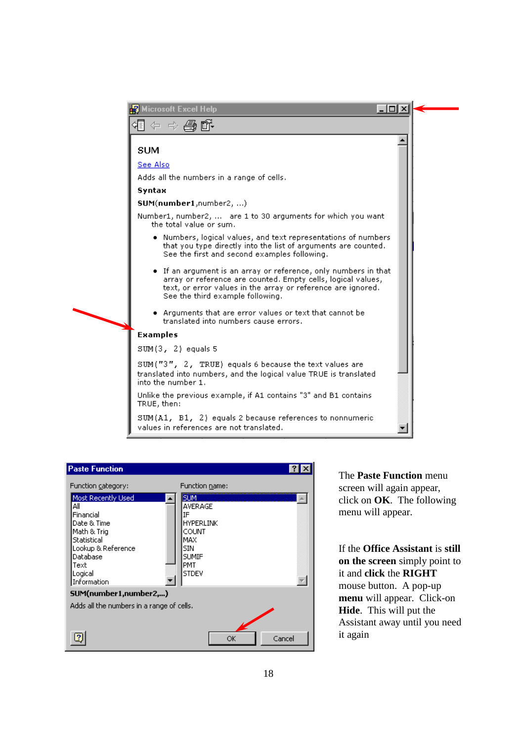Microsoft Excel Help

SUM

See Also

Adds all the numbers in a range of cells.

**Syntax**

**SUM**(**number1**,number2, ...)

Number1, number2, ... are 1 to 30 arguments for which you want the total value or sum.

- Numbers, logical values, and text representations of numbers that you type directly into the list of arguments are counted. See the first and second examples following.
- If an argument is an array or reference, only numbers in that array or reference are counted. Empty cells, logical values, text, or error values in the array or reference are ignored. See the third example following.
- Arguments that are error values or text that cannot be translated into numbers cause errors.

**Examples**

SUM(3, 2) equals 5

SUM("3", 2, TRUE) equals 6 because the text values are translated into numbers, and the logical value TRUE is translated into the number 1.

Unlike the previous example, if A1 contains "3" and B1 contains TRUE, then:

SUM(A1, B1, 2) equals 2 because references to nonnumeric values in references are not translated.

**Paste Function**

Function category: Most Recently Used, All, Financial, Date & Time, Math & Trig, Statistical, Lookup & Reference, Database, Text, Logical, Information

Function name: SUM, AVERAGE, IF, HYPERLINK, COUNT, MAX, SIN, SUMIF, PMT, STDEV

**SUM(number1,number2,...)**

Adds all the numbers in a range of cells.

OK Cancel

The **Paste Function** menu screen will again appear, click on **OK**. The following menu will appear.

If the **Office Assistant** is **still on the screen** simply point to it and **click** the **RIGHT** mouse button. A pop-up **menu** will appear. Click-on **Hide**. This will put the Assistant away until you need it again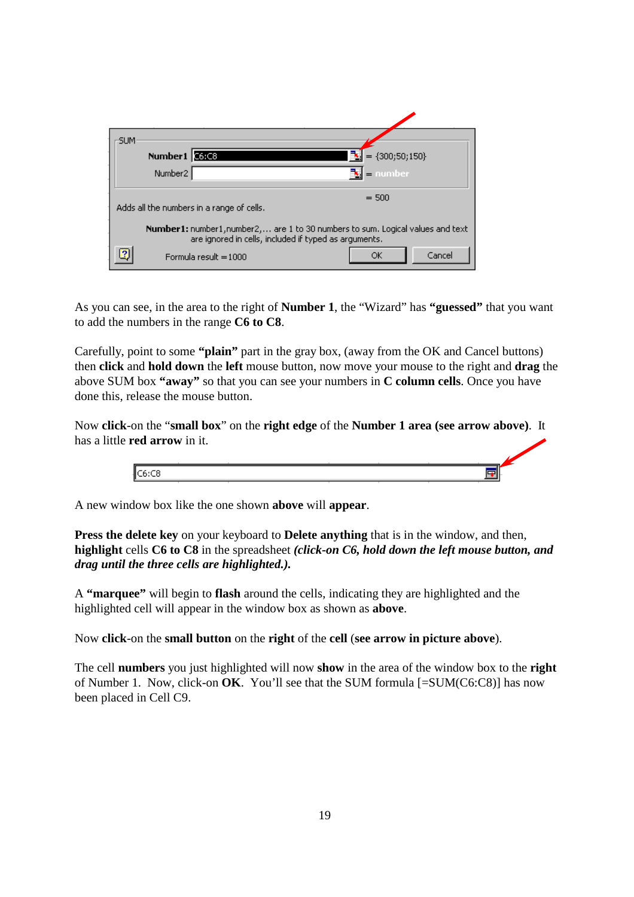As you can see, in the area to the right of **Number 1**, the “Wizard” has **“guessed”** that you want to add the numbers in the range **C6 to C8**.

Carefully, point to some **“plain”** part in the gray box, (away from the OK and Cancel buttons) then **click** and **hold down** the **left** mouse button, now move your mouse to the right and **drag** the above SUM box **“away”** so that you can see your numbers in **C column cells**. Once you have done this, release the mouse button.

Now **click**-on the “**small box**” on the **right edge** of the **Number 1 area (see arrow above)**. It has a little **red arrow** in it.

A new window box like the one shown **above** will **appear**.

**Press the delete key** on your keyboard to **Delete anything** that is in the window, and then, **highlight** cells **C6 to C8** in the spreadsheet ***(click-on C6, hold down the left mouse button, and drag until the three cells are highlighted.).***

A **“marquee”** will begin to **flash** around the cells, indicating they are highlighted and the highlighted cell will appear in the window box as shown as **above**.

Now **click**-on the **small button** on the **right** of the **cell** (**see arrow in picture above**).

The cell **numbers** you just highlighted will now **show** in the area of the window box to the **right** of Number 1. Now, click-on **OK**. You’ll see that the SUM formula [=SUM(C6:C8)] has now been placed in Cell C9.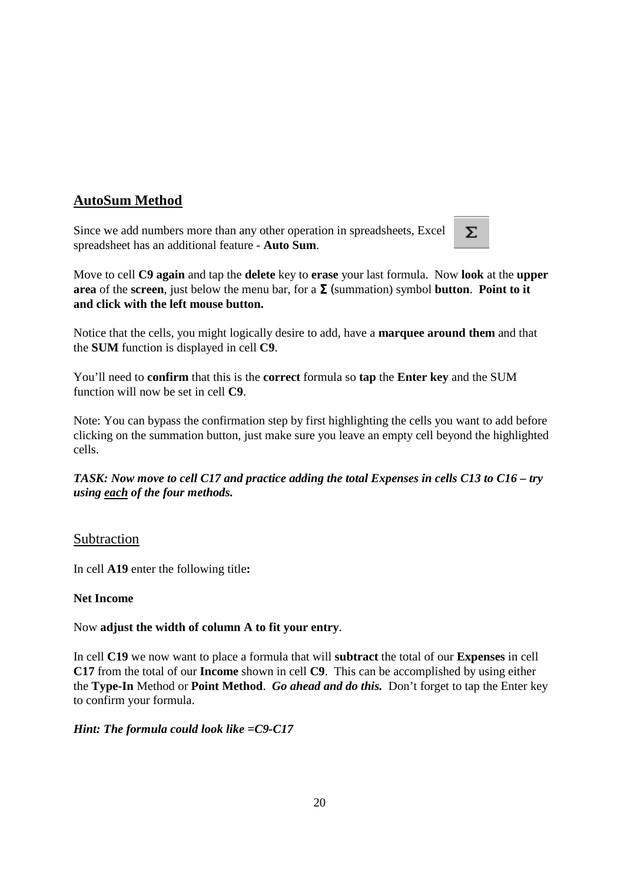## **AutoSum Method**

Since we add numbers more than any other operation in spreadsheets, Excel spreadsheet has an additional feature - **Auto Sum**.

Move to cell **C9 again** and tap the **delete** key to **erase** your last formula. Now **look** at the **upper area** of the **screen**, just below the menu bar, for a **Σ** (summation) symbol **button**. **Point to it and click with the left mouse button.**

Notice that the cells, you might logically desire to add, have a **marquee around them** and that the **SUM** function is displayed in cell **C9**.

You'll need to **confirm** that this is the **correct** formula so **tap** the **Enter key** and the SUM function will now be set in cell **C9**.

Note: You can bypass the confirmation step by first highlighting the cells you want to add before clicking on the summation button, just make sure you leave an empty cell beyond the highlighted cells.

***TASK: Now move to cell C17 and practice adding the total Expenses in cells C13 to C16 – try using <u>each</u> of the four methods.***

## Subtraction

In cell **A19** enter the following title**:**

**Net Income**

Now **adjust the width of column A to fit your entry**.

In cell **C19** we now want to place a formula that will **subtract** the total of our **Expenses** in cell **C17** from the total of our **Income** shown in cell **C9**. This can be accomplished by using either the **Type-In** Method or **Point Method**. ***Go ahead and do this.*** Don't forget to tap the Enter key to confirm your formula.

***Hint: The formula could look like =C9-C17***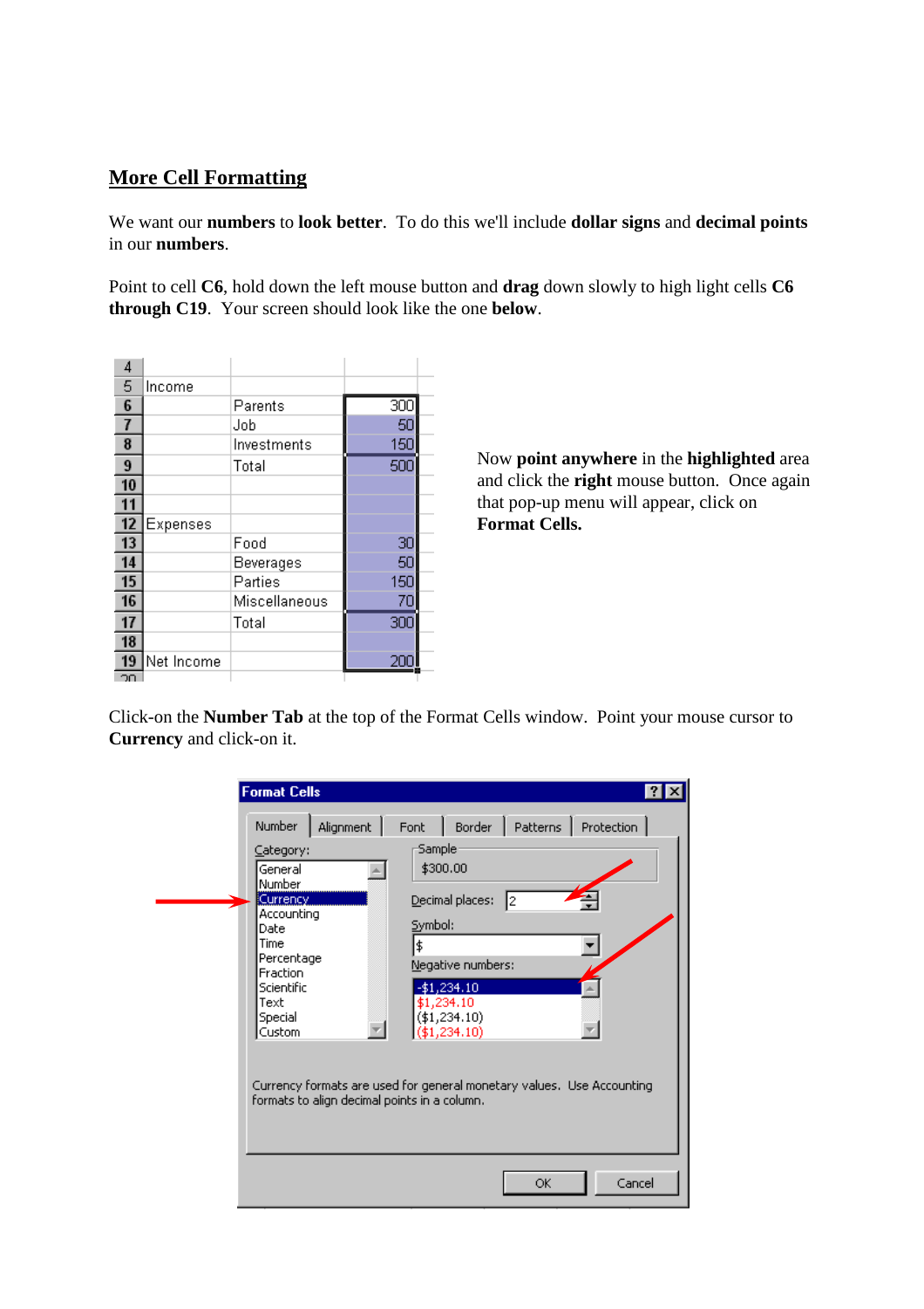## More Cell Formatting

We want our **numbers** to **look better**. To do this we'll include **dollar signs** and **decimal points** in our **numbers**.

Point to cell **C6**, hold down the left mouse button and **drag** down slowly to high light cells **C6 through C19**. Your screen should look like the one **below**.

Now **point anywhere** in the **highlighted** area and click the **right** mouse button. Once again that pop-up menu will appear, click on **Format Cells.**

Click-on the **Number Tab** at the top of the Format Cells window. Point your mouse cursor to **Currency** and click-on it.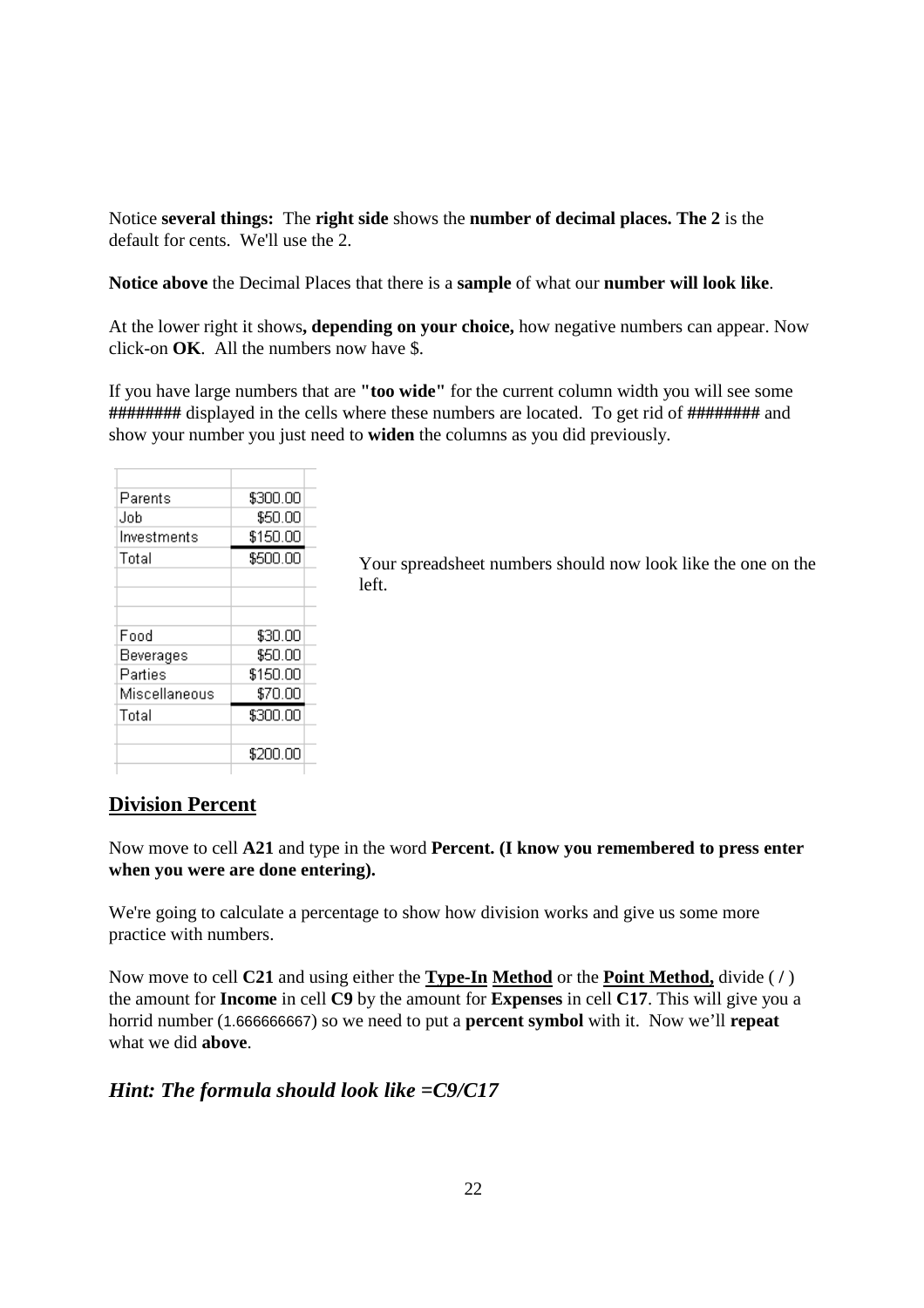Notice **several things:** The **right side** shows the **number of decimal places. The 2** is the default for cents. We'll use the 2.

**Notice above** the Decimal Places that there is a **sample** of what our **number will look like**.

At the lower right it shows**, depending on your choice,** how negative numbers can appear. Now click-on **OK**. All the numbers now have $.

If you have large numbers that are **"too wide"** for the current column width you will see some **########** displayed in the cells where these numbers are located. To get rid of **########** and show your number you just need to **widen** the columns as you did previously.

| | |
|---|---|
| Parents | $300.00 |
| Job | $50.00 |
| Investments | $150.00 |
| Total | $500.00 |
| | |
| | |
| Food | $30.00 |
| Beverages | $50.00 |
| Parties | $150.00 |
| Miscellaneous | $70.00 |
| Total | $300.00 |
| | |
| | $200.00 |

Your spreadsheet numbers should now look like the one on the left.

## Division Percent

Now move to cell **A21** and type in the word **Percent. (I know you remembered to press enter when you were are done entering).**

We're going to calculate a percentage to show how division works and give us some more practice with numbers.

Now move to cell **C21** and using either the **Type-In Method** or the **Point Method,** divide ( **/** ) the amount for **Income** in cell **C9** by the amount for **Expenses** in cell **C17**. This will give you a horrid number (1.666666667) so we need to put a **percent symbol** with it. Now we'll **repeat** what we did **above**.

### *Hint: The formula should look like =C9/C17*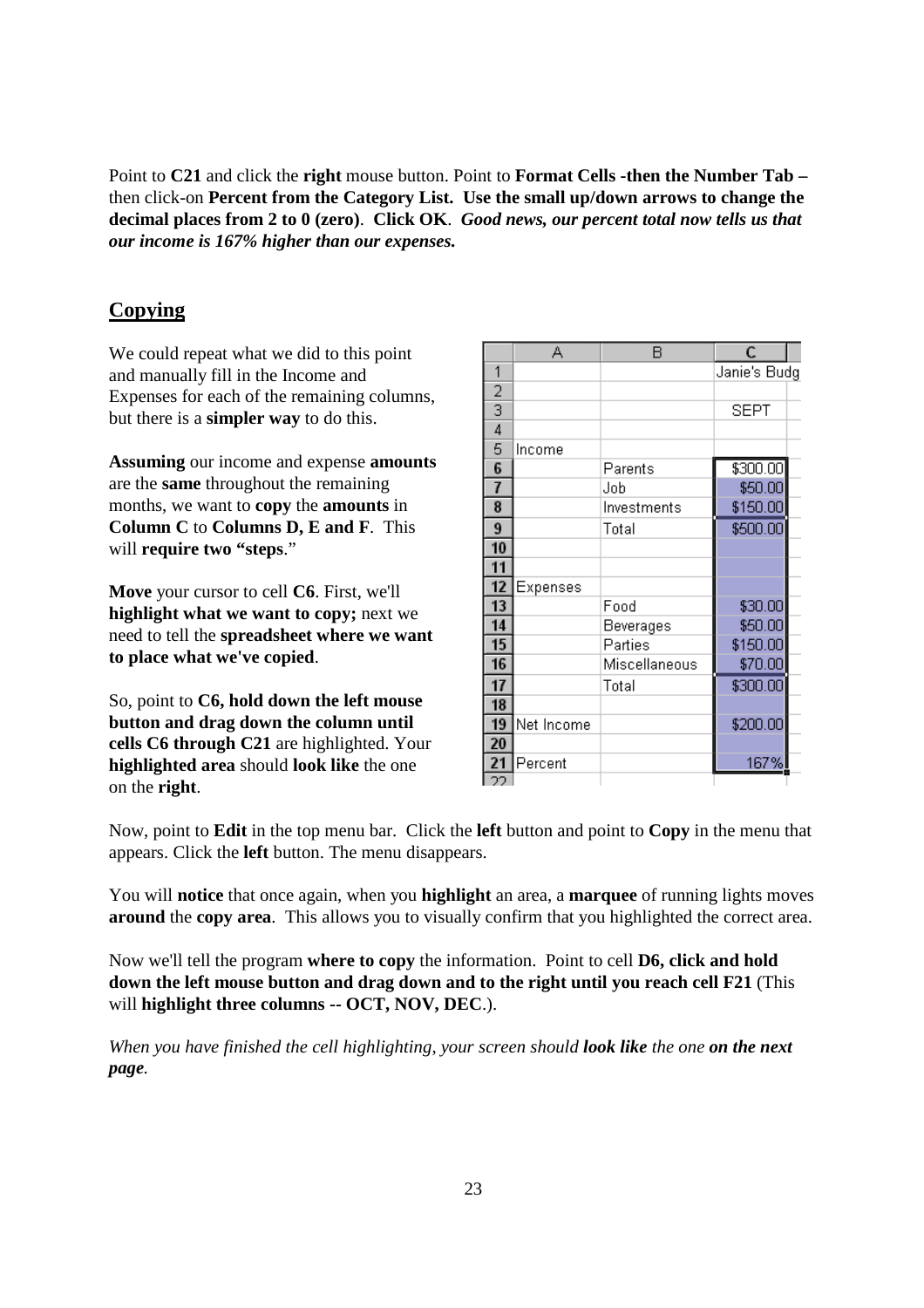Point to **C21** and click the **right** mouse button. Point to **Format Cells -then the Number Tab –** then click-on **Percent from the Category List. Use the small up/down arrows to change the decimal places from 2 to 0 (zero)**. **Click OK**. ***Good news, our percent total now tells us that our income is 167% higher than our expenses.***

## Copying

We could repeat what we did to this point and manually fill in the Income and Expenses for each of the remaining columns, but there is a **simpler way** to do this.

**Assuming** our income and expense **amounts** are the **same** throughout the remaining months, we want to **copy** the **amounts** in **Column C** to **Columns D, E and F**. This will **require two "steps**."

**Move** your cursor to cell **C6**. First, we'll **highlight what we want to copy;** next we need to tell the **spreadsheet where we want to place what we've copied**.

So, point to **C6, hold down the left mouse button and drag down the column until cells C6 through C21** are highlighted. Your **highlighted area** should **look like** the one on the **right**.

| | A | B | C |
|---|---|---|---|
| 1 | | | Janie's Budg |
| 2 | | | |
| 3 | | | SEPT |
| 4 | | | |
| 5 | Income | | |
| 6 | | Parents | $300.00 |
| 7 | | Job | $50.00 |
| 8 | | Investments | $150.00 |
| 9 | | Total | $500.00 |
| 10 | | | |
| 11 | | | |
| 12 | Expenses | | |
| 13 | | Food | $30.00 |
| 14 | | Beverages | $50.00 |
| 15 | | Parties | $150.00 |
| 16 | | Miscellaneous | $70.00 |
| 17 | | Total | $300.00 |
| 18 | | | |
| 19 | Net Income | | $200.00 |
| 20 | | | |
| 21 | Percent | | 167% |
| 22 | | | |

Now, point to **Edit** in the top menu bar. Click the **left** button and point to **Copy** in the menu that appears. Click the **left** button. The menu disappears.

You will **notice** that once again, when you **highlight** an area, a **marquee** of running lights moves **around** the **copy area**. This allows you to visually confirm that you highlighted the correct area.

Now we'll tell the program **where to copy** the information. Point to cell **D6, click and hold down the left mouse button and drag down and to the right until you reach cell F21** (This will **highlight three columns -- OCT, NOV, DEC**.).

*When you have finished the cell highlighting, your screen should **look like** the one **on the next page**.*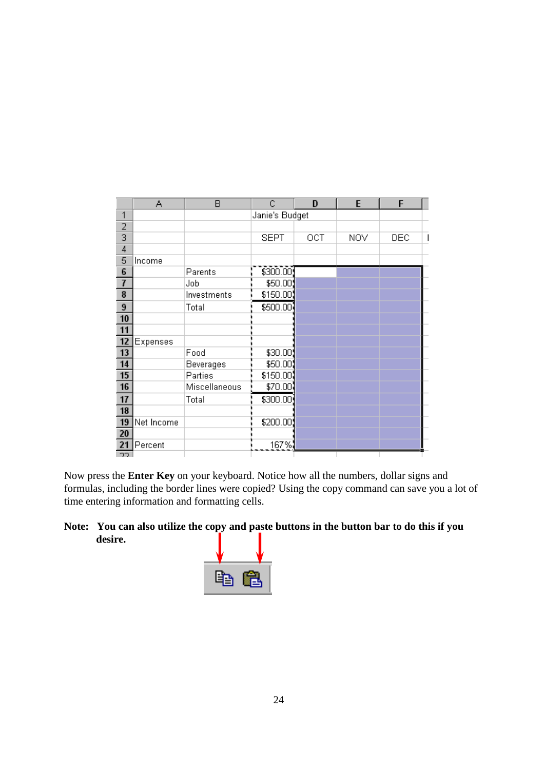|  | A | B | C | D | E | F |
|---|---|---|---|---|---|---|
| 1 |  |  | Janie's Budget |  |  |  |
| 2 |  |  |  |  |  |  |
| 3 |  |  | SEPT | OCT | NOV | DEC |
| 4 |  |  |  |  |  |  |
| 5 | Income |  |  |  |  |  |
| 6 |  | Parents | $300.00 |  |  |  |
| 7 |  | Job | $50.00 |  |  |  |
| 8 |  | Investments | $150.00 |  |  |  |
| 9 |  | Total | $500.00 |  |  |  |
| 10 |  |  |  |  |  |  |
| 11 |  |  |  |  |  |  |
| 12 | Expenses |  |  |  |  |  |
| 13 |  | Food | $30.00 |  |  |  |
| 14 |  | Beverages | $50.00 |  |  |  |
| 15 |  | Parties | $150.00 |  |  |  |
| 16 |  | Miscellaneous | $70.00 |  |  |  |
| 17 |  | Total | $300.00 |  |  |  |
| 18 |  |  |  |  |  |  |
| 19 | Net Income |  | $200.00 |  |  |  |
| 20 |  |  |  |  |  |  |
| 21 | Percent |  | 167% |  |  |  |

Now press the **Enter Key** on your keyboard. Notice how all the numbers, dollar signs and formulas, including the border lines were copied? Using the copy command can save you a lot of time entering information and formatting cells.

**Note: You can also utilize the copy and paste buttons in the button bar to do this if you desire.**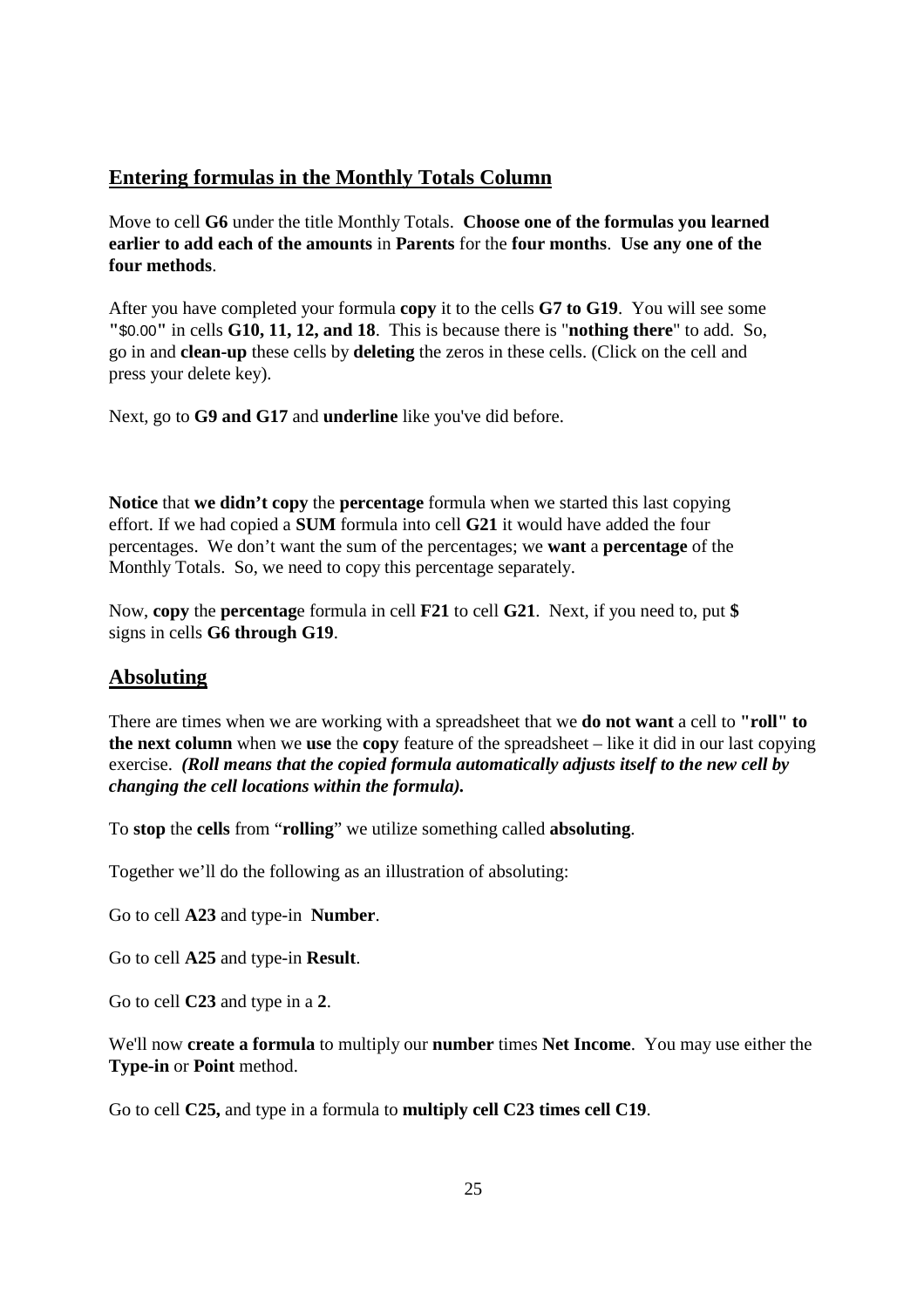## Entering formulas in the Monthly Totals Column

Move to cell **G6** under the title Monthly Totals. **Choose one of the formulas you learned earlier to add each of the amounts** in **Parents** for the **four months**. **Use any one of the four methods**.

After you have completed your formula **copy** it to the cells **G7 to G19**. You will see some **"**$0.00**"** in cells **G10, 11, 12, and 18**. This is because there is "**nothing there**" to add. So, go in and **clean-up** these cells by **deleting** the zeros in these cells. (Click on the cell and press your delete key).

Next, go to **G9 and G17** and **underline** like you've did before.

**Notice** that **we didn't copy** the **percentage** formula when we started this last copying effort. If we had copied a **SUM** formula into cell **G21** it would have added the four percentages. We don't want the sum of the percentages; we **want** a **percentage** of the Monthly Totals. So, we need to copy this percentage separately.

Now, **copy** the **percentag**e formula in cell **F21** to cell **G21**. Next, if you need to, put **$** signs in cells **G6 through G19**.

## Absoluting

There are times when we are working with a spreadsheet that we **do not want** a cell to **"roll" to the next column** when we **use** the **copy** feature of the spreadsheet – like it did in our last copying exercise. ***(Roll means that the copied formula automatically adjusts itself to the new cell by changing the cell locations within the formula).***

To **stop** the **cells** from "**rolling**" we utilize something called **absoluting**.

Together we'll do the following as an illustration of absoluting:

Go to cell **A23** and type-in **Number**.

Go to cell **A25** and type-in **Result**.

Go to cell **C23** and type in a **2**.

We'll now **create a formula** to multiply our **number** times **Net Income**. You may use either the **Type-in** or **Point** method.

Go to cell **C25,** and type in a formula to **multiply cell C23 times cell C19**.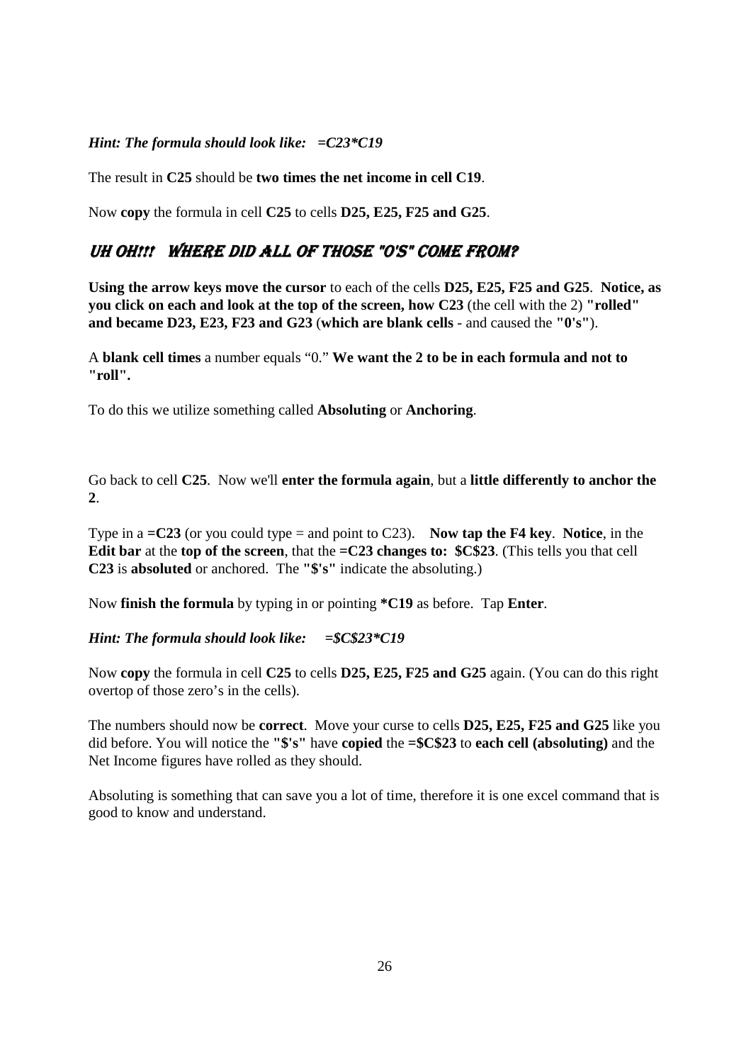***Hint: The formula should look like:   =C23*C19***

The result in **C25** should be **two times the net income in cell C19**.

Now **copy** the formula in cell **C25** to cells **D25, E25, F25 and G25**.

## *UH OH!!!   WHERE DID ALL OF THOSE "0'S" COME FROM?*

**Using the arrow keys move the cursor** to each of the cells **D25, E25, F25 and G25**. **Notice, as you click on each and look at the top of the screen, how C23** (the cell with the 2) **"rolled" and became D23, E23, F23 and G23** (**which are blank cells** - and caused the **"0's"**).

A **blank cell times** a number equals "0." **We want the 2 to be in each formula and not to "roll".**

To do this we utilize something called **Absoluting** or **Anchoring**.

Go back to cell **C25**. Now we'll **enter the formula again**, but a **little differently to anchor the 2**.

Type in a **=C23** (or you could type = and point to C23). **Now tap the F4 key**. **Notice**, in the **Edit bar** at the **top of the screen**, that the **=C23 changes to: $C$23**. (This tells you that cell **C23** is **absoluted** or anchored. The **"$'s"** indicate the absoluting.)

Now **finish the formula** by typing in or pointing ***C19** as before. Tap **Enter**.

***Hint: The formula should look like:   =$C$23*C19***

Now **copy** the formula in cell **C25** to cells **D25, E25, F25 and G25** again. (You can do this right overtop of those zero's in the cells).

The numbers should now be **correct**. Move your curse to cells **D25, E25, F25 and G25** like you did before. You will notice the **"$'s"** have **copied** the **=$C$23** to **each cell (absoluting)** and the Net Income figures have rolled as they should.

Absoluting is something that can save you a lot of time, therefore it is one excel command that is good to know and understand.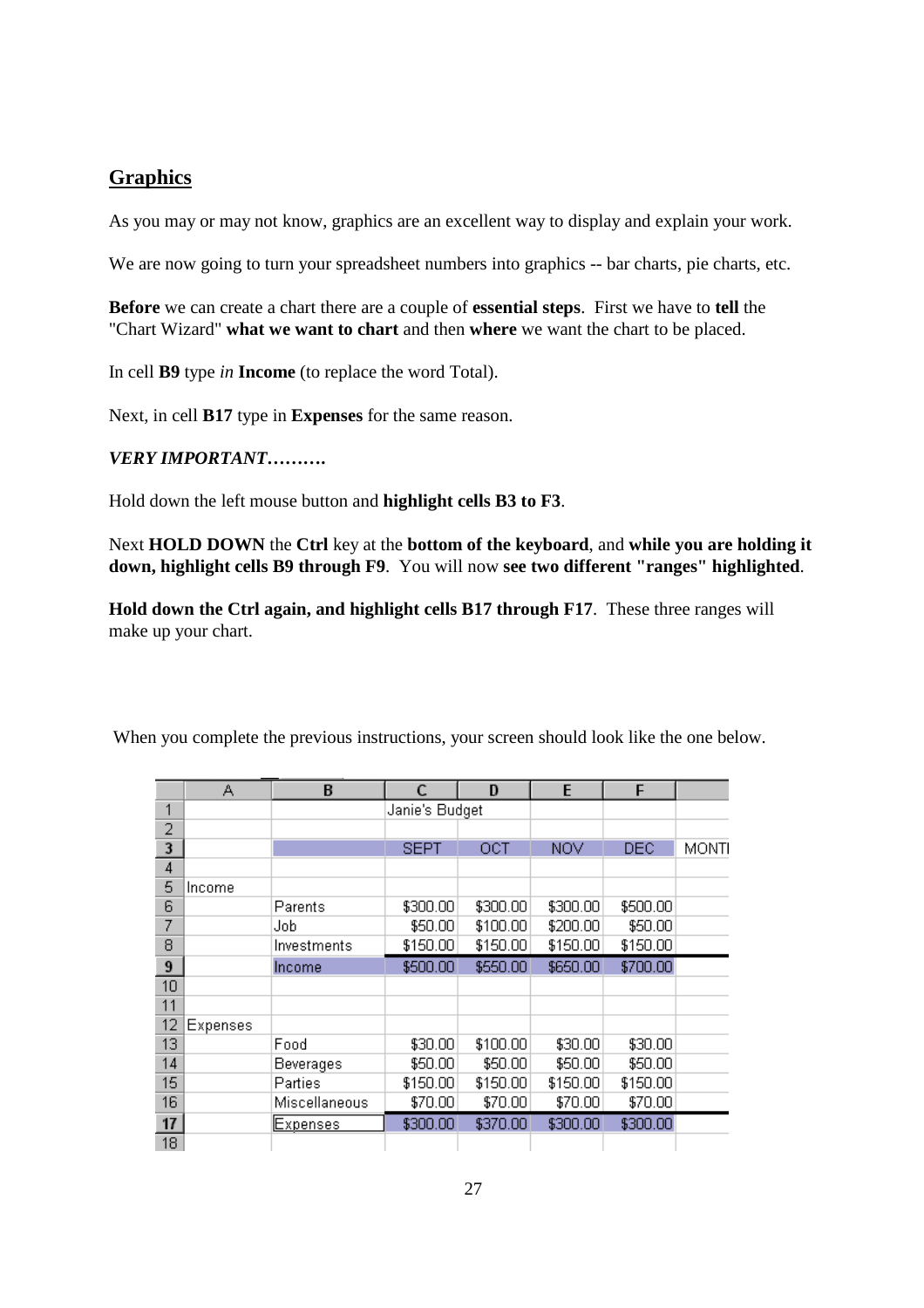## Graphics

As you may or may not know, graphics are an excellent way to display and explain your work.

We are now going to turn your spreadsheet numbers into graphics -- bar charts, pie charts, etc.

**Before** we can create a chart there are a couple of **essential steps**. First we have to **tell** the "Chart Wizard" **what we want to chart** and then **where** we want the chart to be placed.

In cell **B9** type *in* **Income** (to replace the word Total).

Next, in cell **B17** type in **Expenses** for the same reason.

***VERY IMPORTANT……….***

Hold down the left mouse button and **highlight cells B3 to F3**.

Next **HOLD DOWN** the **Ctrl** key at the **bottom of the keyboard**, and **while you are holding it down, highlight cells B9 through F9**. You will now **see two different "ranges" highlighted**.

**Hold down the Ctrl again, and highlight cells B17 through F17**. These three ranges will make up your chart.

When you complete the previous instructions, your screen should look like the one below.

| | A | B | C | D | E | F | |
|---|---|---|---|---|---|---|---|
| 1 | | | Janie's Budget | | | | |
| 2 | | | | | | | |
| 3 | | | SEPT | OCT | NOV | DEC | MONTI |
| 4 | | | | | | | |
| 5 | Income | | | | | | |
| 6 | | Parents | $300.00 | $300.00 | $300.00 | $500.00 | |
| 7 | | Job | $50.00 | $100.00 | $200.00 | $50.00 | |
| 8 | | Investments | $150.00 | $150.00 | $150.00 | $150.00 | |
| 9 | | Income | $500.00 | $550.00 | $650.00 | $700.00 | |
| 10 | | | | | | | |
| 11 | | | | | | | |
| 12 | Expenses | | | | | | |
| 13 | | Food | $30.00 | $100.00 | $30.00 | $30.00 | |
| 14 | | Beverages | $50.00 | $50.00 | $50.00 | $50.00 | |
| 15 | | Parties | $150.00 | $150.00 | $150.00 | $150.00 | |
| 16 | | Miscellaneous | $70.00 | $70.00 | $70.00 | $70.00 | |
| 17 | | Expenses | $300.00 | $370.00 | $300.00 | $300.00 | |
| 18 | | | | | | | |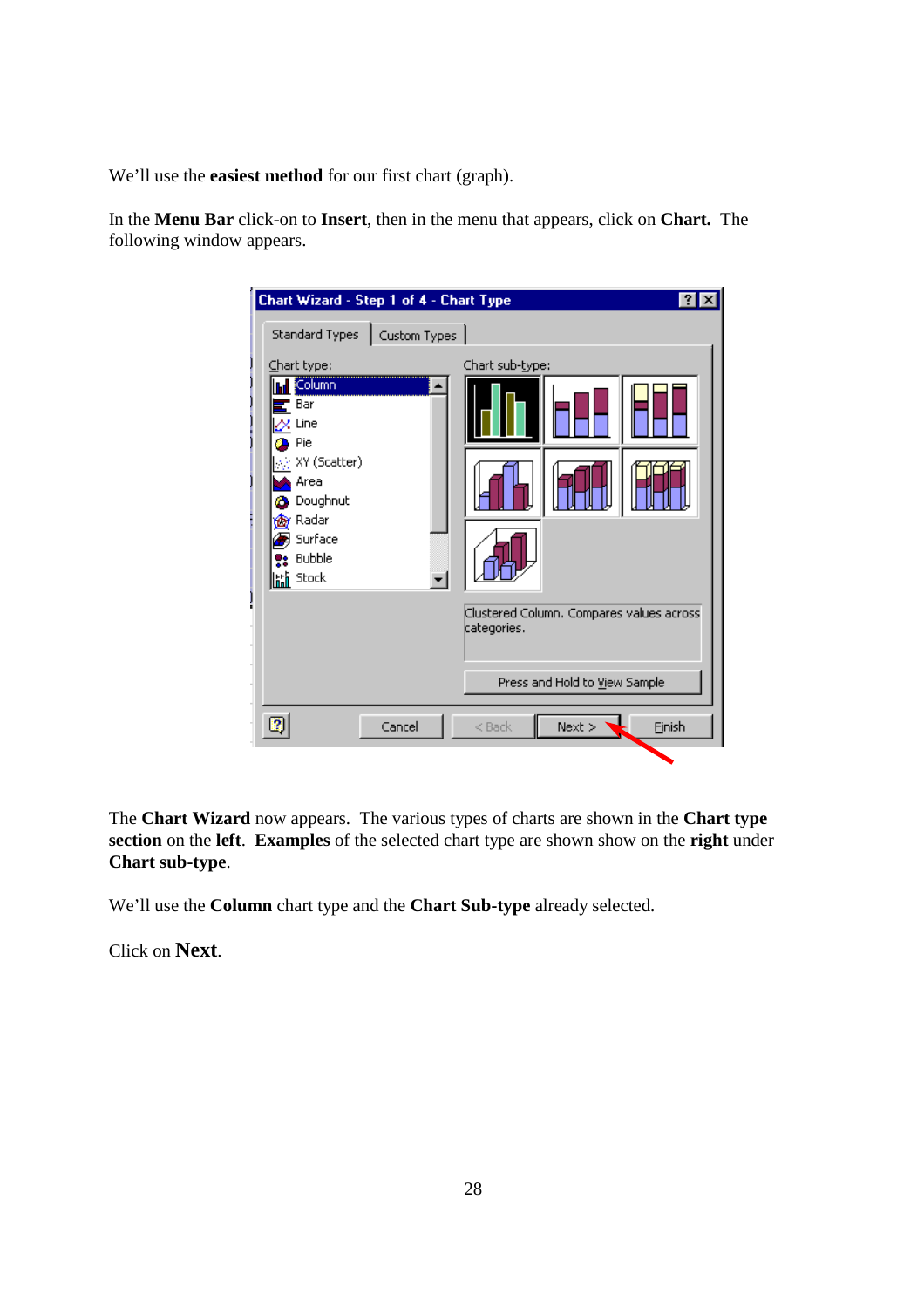We'll use the **easiest method** for our first chart (graph).

In the **Menu Bar** click-on to **Insert**, then in the menu that appears, click on **Chart.** The following window appears.

The **Chart Wizard** now appears. The various types of charts are shown in the **Chart type section** on the **left**. **Examples** of the selected chart type are shown show on the **right** under **Chart sub-type**.

We'll use the **Column** chart type and the **Chart Sub-type** already selected.

Click on **Next**.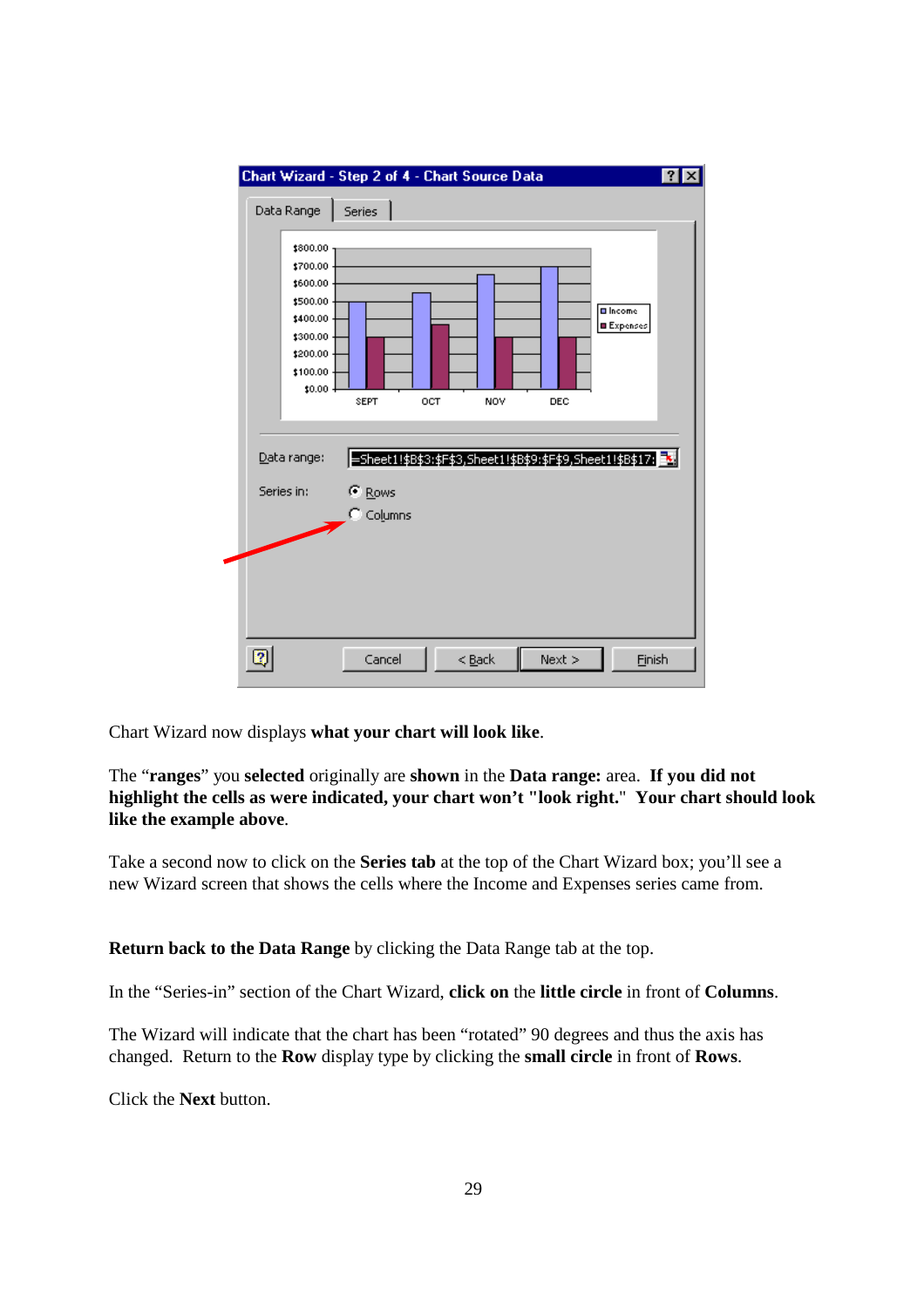Chart Wizard now displays **what your chart will look like**.

The "**ranges**" you **selected** originally are **shown** in the **Data range:** area. **If you did not highlight the cells as were indicated, your chart won't "look right." Your chart should look like the example above**.

Take a second now to click on the **Series tab** at the top of the Chart Wizard box; you'll see a new Wizard screen that shows the cells where the Income and Expenses series came from.

**Return back to the Data Range** by clicking the Data Range tab at the top.

In the "Series-in" section of the Chart Wizard, **click on** the **little circle** in front of **Columns**.

The Wizard will indicate that the chart has been "rotated" 90 degrees and thus the axis has changed. Return to the **Row** display type by clicking the **small circle** in front of **Rows**.

Click the **Next** button.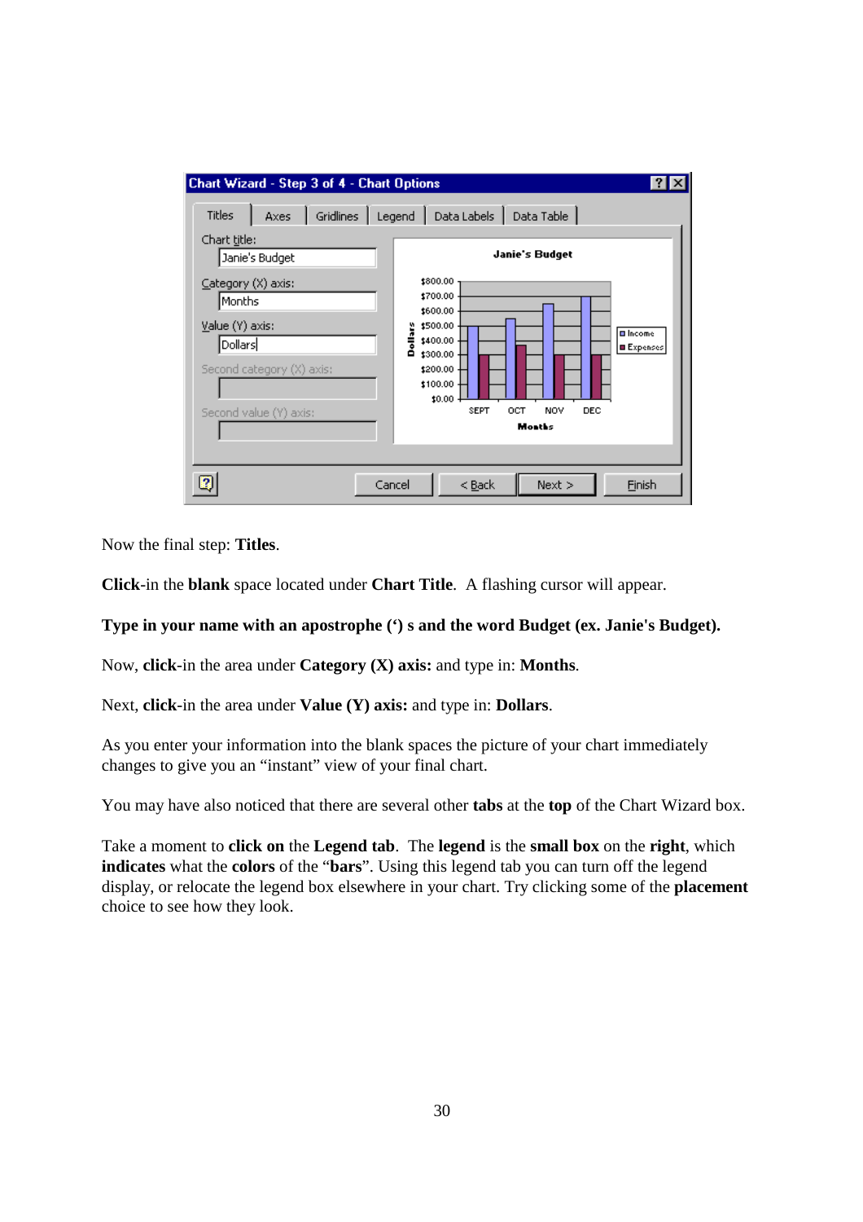Now the final step: **Titles**.

**Click**-in the **blank** space located under **Chart Title**. A flashing cursor will appear.

**Type in your name with an apostrophe (') s and the word Budget (ex. Janie's Budget).**

Now, **click**-in the area under **Category (X) axis:** and type in: **Months**.

Next, **click**-in the area under **Value (Y) axis:** and type in: **Dollars**.

As you enter your information into the blank spaces the picture of your chart immediately changes to give you an "instant" view of your final chart.

You may have also noticed that there are several other **tabs** at the **top** of the Chart Wizard box.

Take a moment to **click on** the **Legend tab**. The **legend** is the **small box** on the **right**, which **indicates** what the **colors** of the "**bars**". Using this legend tab you can turn off the legend display, or relocate the legend box elsewhere in your chart. Try clicking some of the **placement** choice to see how they look.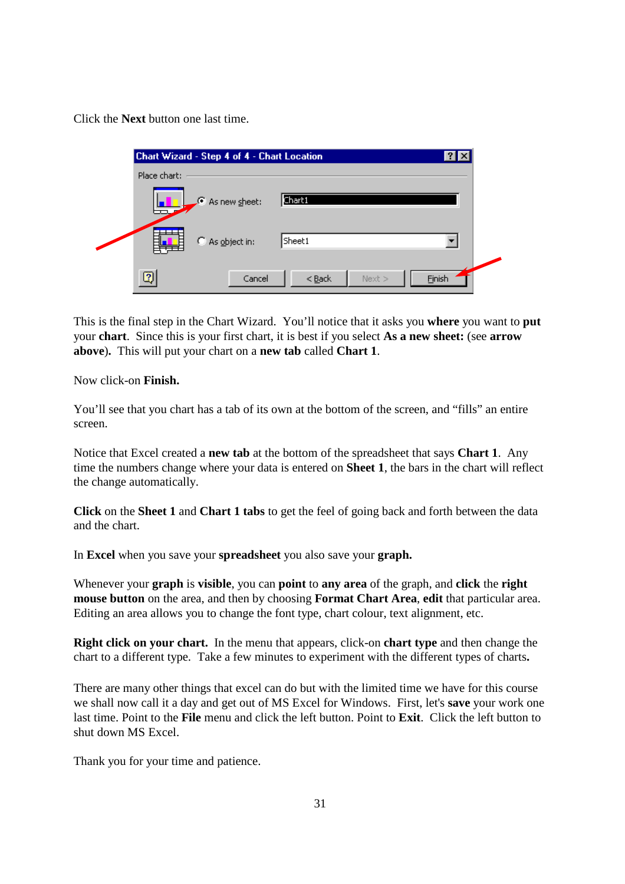Click the **Next** button one last time.

This is the final step in the Chart Wizard. You'll notice that it asks you **where** you want to **put** your **chart**. Since this is your first chart, it is best if you select **As a new sheet:** (see **arrow above).** This will put your chart on a **new tab** called **Chart 1**.

Now click-on **Finish.**

You'll see that you chart has a tab of its own at the bottom of the screen, and "fills" an entire screen.

Notice that Excel created a **new tab** at the bottom of the spreadsheet that says **Chart 1**. Any time the numbers change where your data is entered on **Sheet 1**, the bars in the chart will reflect the change automatically.

**Click** on the **Sheet 1** and **Chart 1 tabs** to get the feel of going back and forth between the data and the chart.

In **Excel** when you save your **spreadsheet** you also save your **graph.**

Whenever your **graph** is **visible**, you can **point** to **any area** of the graph, and **click** the **right mouse button** on the area, and then by choosing **Format Chart Area**, **edit** that particular area. Editing an area allows you to change the font type, chart colour, text alignment, etc.

**Right click on your chart.** In the menu that appears, click-on **chart type** and then change the chart to a different type. Take a few minutes to experiment with the different types of charts**.**

There are many other things that excel can do but with the limited time we have for this course we shall now call it a day and get out of MS Excel for Windows. First, let's **save** your work one last time. Point to the **File** menu and click the left button. Point to **Exit**. Click the left button to shut down MS Excel.

Thank you for your time and patience.